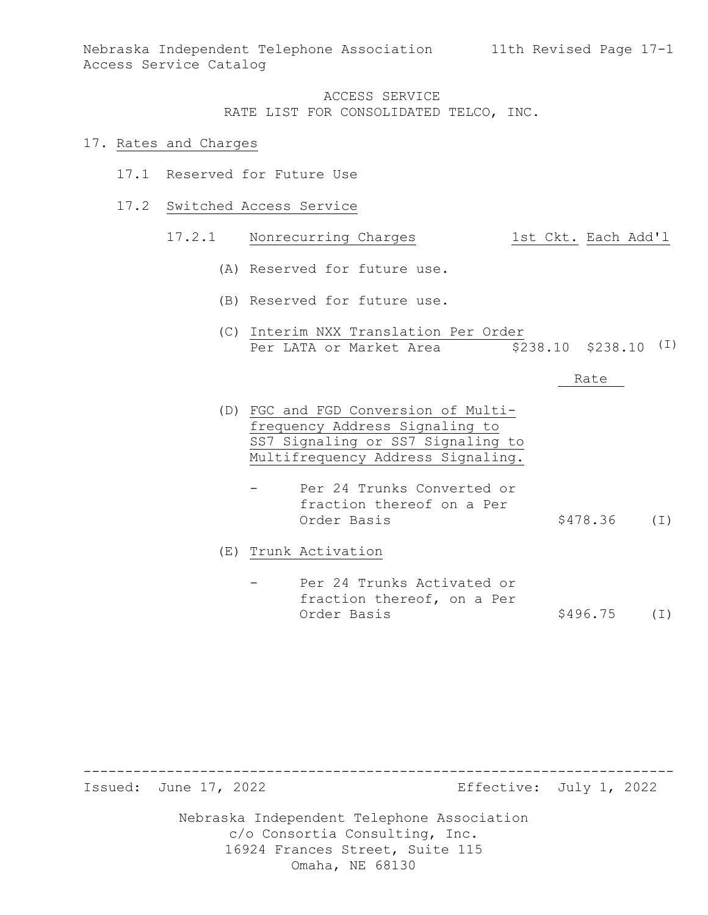Nebraska Independent Telephone Association — 11th Revised Page 17-1
Access Service Catalog

ACCESS SERVICE
RATE LIST FOR CONSOLIDATED TELCO, INC.

# 17. Rates and Charges

## 17.1 Reserved for Future Use

## 17.2 Switched Access Service

### 17.2.1 Nonrecurring Charges

| | 1st Ckt. | Each Add'l | |
|---|---|---|---|
| (A) Reserved for future use. | | | |
| (B) Reserved for future use. | | | |
| (C) Interim NXX Translation Per Order Per LATA or Market Area | $238.10 | $238.10 | (I) |

| | Rate | |
|---|---|---|
| (D) FGC and FGD Conversion of Multi-frequency Address Signaling to SS7 Signaling or SS7 Signaling to Multifrequency Address Signaling. | | |
| - Per 24 Trunks Converted or fraction thereof on a Per Order Basis | $478.36 | (I) |
| (E) Trunk Activation | | |
| - Per 24 Trunks Activated or fraction thereof, on a Per Order Basis | $496.75 | (I) |

Issued: June 17, 2022 — Effective: July 1, 2022

Nebraska Independent Telephone Association
c/o Consortia Consulting, Inc.
16924 Frances Street, Suite 115
Omaha, NE 68130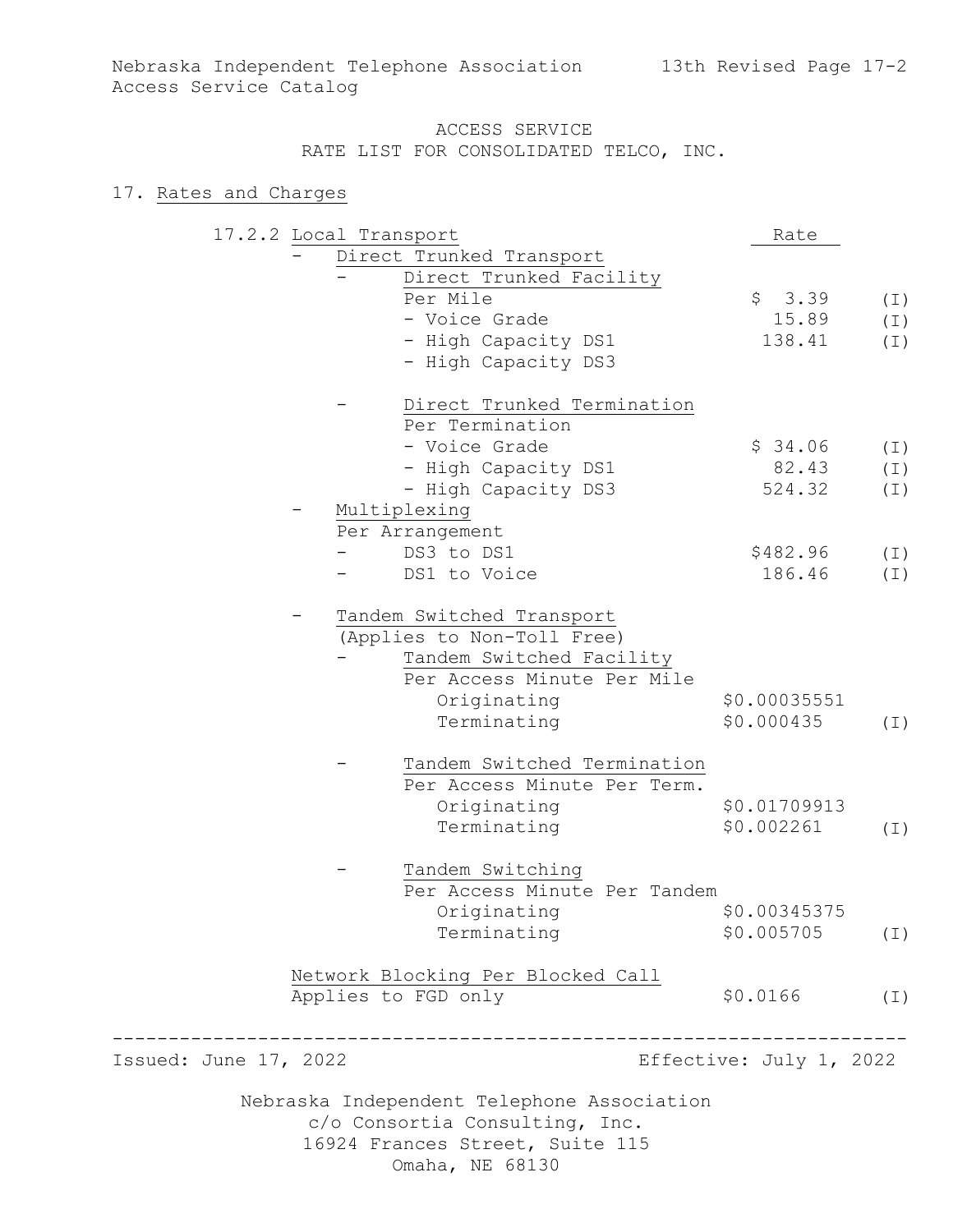ACCESS SERVICE
RATE LIST FOR CONSOLIDATED TELCO, INC.

## 17. Rates and Charges

### 17.2.2 Local Transport

| | Rate | |
|---|---|---|
| - Direct Trunked Transport | | |
| - Direct Trunked Facility | | |
| Per Mile | $ 3.39 | (I) |
| - Voice Grade | 15.89 | (I) |
| - High Capacity DS1 | 138.41 | (I) |
| - High Capacity DS3 | | |
| - Direct Trunked Termination | | |
| Per Termination | | |
| - Voice Grade | $ 34.06 | (I) |
| - High Capacity DS1 | 82.43 | (I) |
| - High Capacity DS3 | 524.32 | (I) |
| - Multiplexing | | |
| Per Arrangement | | |
| - DS3 to DS1 | $482.96 | (I) |
| - DS1 to Voice | 186.46 | (I) |
| - Tandem Switched Transport (Applies to Non-Toll Free) | | |
| - Tandem Switched Facility | | |
| Per Access Minute Per Mile | | |
| Originating | $0.00035551 | |
| Terminating | $0.000435 | (I) |
| - Tandem Switched Termination | | |
| Per Access Minute Per Term. | | |
| Originating | $0.01709913 | |
| Terminating | $0.002261 | (I) |
| - Tandem Switching | | |
| Per Access Minute Per Tandem | | |
| Originating | $0.00345375 | |
| Terminating | $0.005705 | (I) |
| Network Blocking Per Blocked Call | | |
| Applies to FGD only | $0.0166 | (I) |

Issued: June 17, 2022 Effective: July 1, 2022

Nebraska Independent Telephone Association
c/o Consortia Consulting, Inc.
16924 Frances Street, Suite 115
Omaha, NE 68130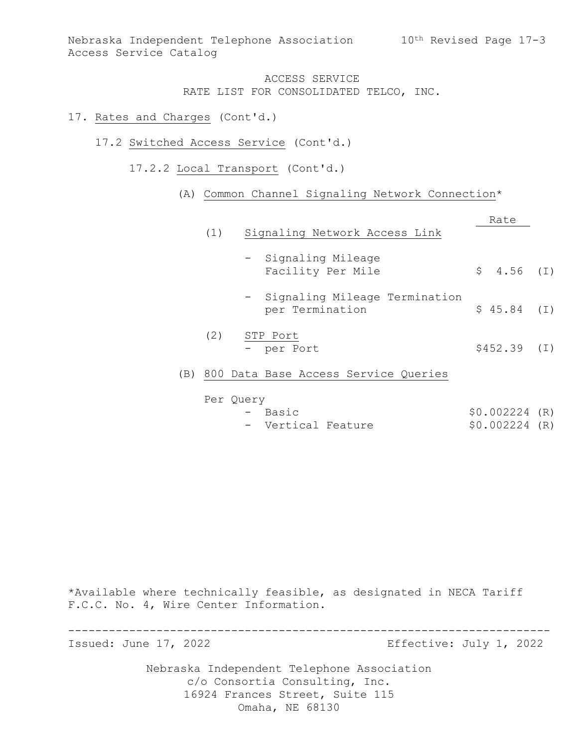ACCESS SERVICE
RATE LIST FOR CONSOLIDATED TELCO, INC.

17. Rates and Charges (Cont'd.)

17.2 Switched Access Service (Cont'd.)

17.2.2 Local Transport (Cont'd.)

(A) Common Channel Signaling Network Connection*

| | Rate | |
|---|---|---|
| (1) Signaling Network Access Link | | |
| - Signaling Mileage Facility Per Mile | $ 4.56 | (I) |
| - Signaling Mileage Termination per Termination | $ 45.84 | (I) |
| (2) STP Port | | |
| - per Port | $452.39 | (I) |

(B) 800 Data Base Access Service Queries

| Per Query | | |
|---|---|---|
| - Basic | $0.002224 | (R) |
| - Vertical Feature | $0.002224 | (R) |

*Available where technically feasible, as designated in NECA Tariff F.C.C. No. 4, Wire Center Information.

Issued: June 17, 2022 Effective: July 1, 2022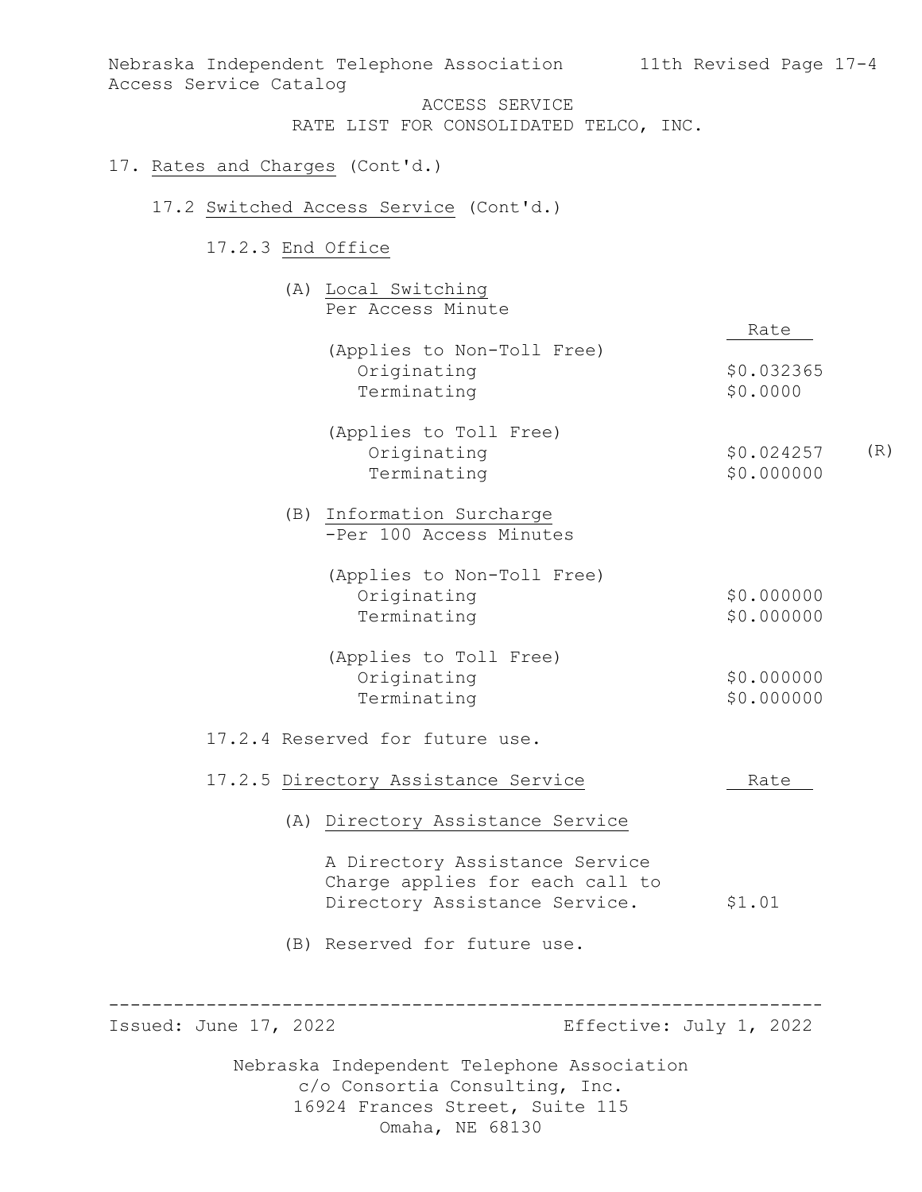ACCESS SERVICE
RATE LIST FOR CONSOLIDATED TELCO, INC.

17. Rates and Charges (Cont'd.)

17.2 Switched Access Service (Cont'd.)

17.2.3 End Office

(A) Local Switching
Per Access Minute

| | Rate | |
|---|---|---|
| (Applies to Non-Toll Free) | | |
| Originating | $0.032365 | |
| Terminating | $0.0000 | |
| (Applies to Toll Free) | | |
| Originating | $0.024257 | (R) |
| Terminating | $0.000000 | |

(B) Information Surcharge
-Per 100 Access Minutes

| | Rate |
|---|---|
| (Applies to Non-Toll Free) | |
| Originating | $0.000000 |
| Terminating | $0.000000 |
| (Applies to Toll Free) | |
| Originating | $0.000000 |
| Terminating | $0.000000 |

17.2.4 Reserved for future use.

17.2.5 Directory Assistance Service

| | Rate |
|---|---|
| (A) Directory Assistance Service | |
| A Directory Assistance Service Charge applies for each call to Directory Assistance Service. | $1.01 |

(B) Reserved for future use.

Issued: June 17, 2022 Effective: July 1, 2022

Nebraska Independent Telephone Association
c/o Consortia Consulting, Inc.
16924 Frances Street, Suite 115
Omaha, NE 68130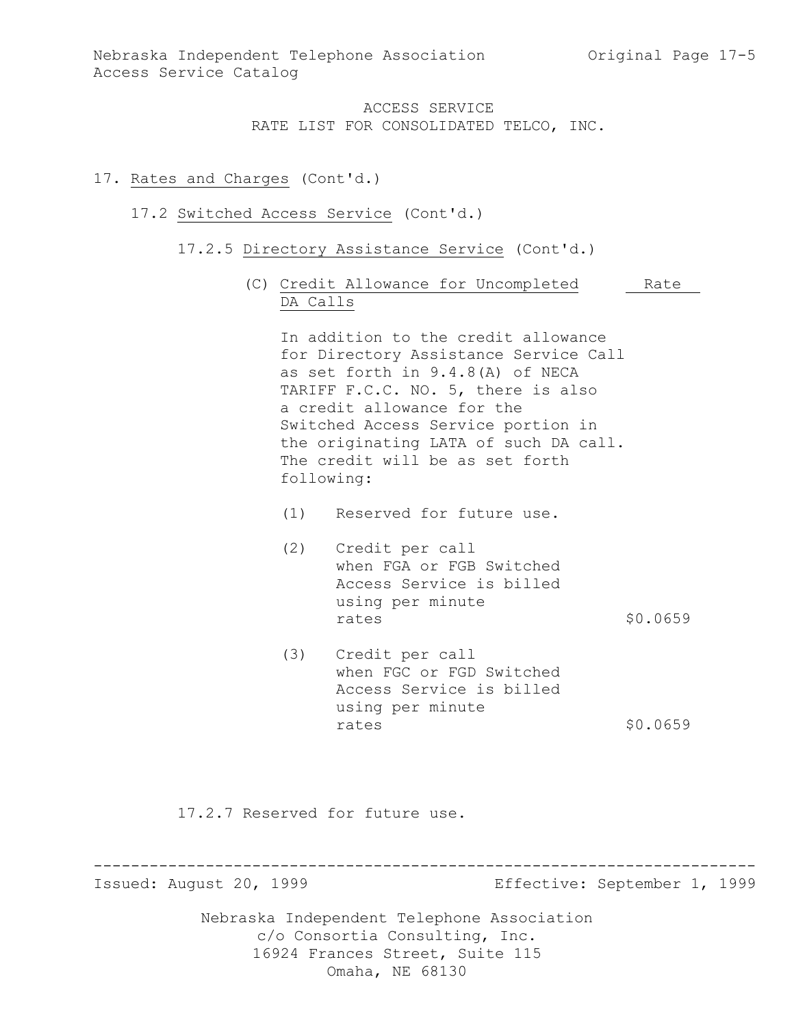ACCESS SERVICE
RATE LIST FOR CONSOLIDATED TELCO, INC.

17. Rates and Charges (Cont'd.)

17.2 Switched Access Service (Cont'd.)

17.2.5 Directory Assistance Service (Cont'd.)

(C) Credit Allowance for Uncompleted DA Calls

In addition to the credit allowance for Directory Assistance Service Call as set forth in 9.4.8(A) of NECA TARIFF F.C.C. NO. 5, there is also a credit allowance for the Switched Access Service portion in the originating LATA of such DA call. The credit will be as set forth following:

| | | Rate |
|---|---|---|
| (1) | Reserved for future use. | |
| (2) | Credit per call when FGA or FGB Switched Access Service is billed using per minute rates | $0.0659 |
| (3) | Credit per call when FGC or FGD Switched Access Service is billed using per minute rates | $0.0659 |

17.2.7 Reserved for future use.

Issued: August 20, 1999 Effective: September 1, 1999

Nebraska Independent Telephone Association
c/o Consortia Consulting, Inc.
16924 Frances Street, Suite 115
Omaha, NE 68130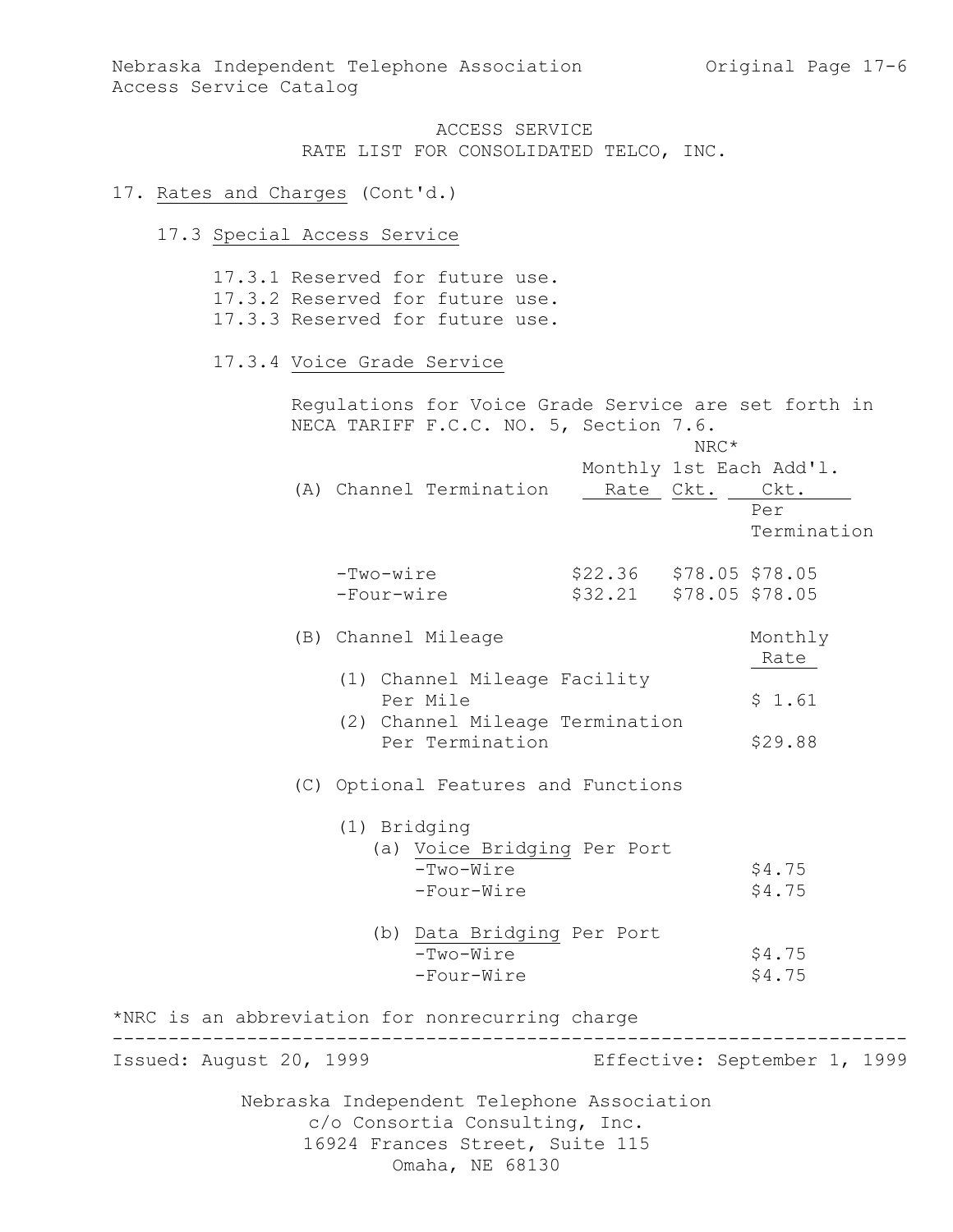ACCESS SERVICE
RATE LIST FOR CONSOLIDATED TELCO, INC.

17. Rates and Charges (Cont'd.)

17.3 Special Access Service

17.3.1 Reserved for future use.
17.3.2 Reserved for future use.
17.3.3 Reserved for future use.

17.3.4 Voice Grade Service

Regulations for Voice Grade Service are set forth in NECA TARIFF F.C.C. NO. 5, Section 7.6.

| (A) Channel Termination | Monthly Rate | NRC* 1st Ckt. | NRC* Each Add'l. Ckt. Per Termination |
|---|---|---|---|
| -Two-wire | $22.36 | $78.05 | $78.05 |
| -Four-wire | $32.21 | $78.05 | $78.05 |

| (B) Channel Mileage | Monthly Rate |
|---|---|
| (1) Channel Mileage Facility Per Mile | $ 1.61 |
| (2) Channel Mileage Termination Per Termination | $29.88 |

(C) Optional Features and Functions

| (1) Bridging | Monthly Rate |
|---|---|
| (a) Voice Bridging Per Port | |
| -Two-Wire | $4.75 |
| -Four-Wire | $4.75 |
| (b) Data Bridging Per Port | |
| -Two-Wire | $4.75 |
| -Four-Wire | $4.75 |

*NRC is an abbreviation for nonrecurring charge

Issued: August 20, 1999 Effective: September 1, 1999

Nebraska Independent Telephone Association
c/o Consortia Consulting, Inc.
16924 Frances Street, Suite 115
Omaha, NE 68130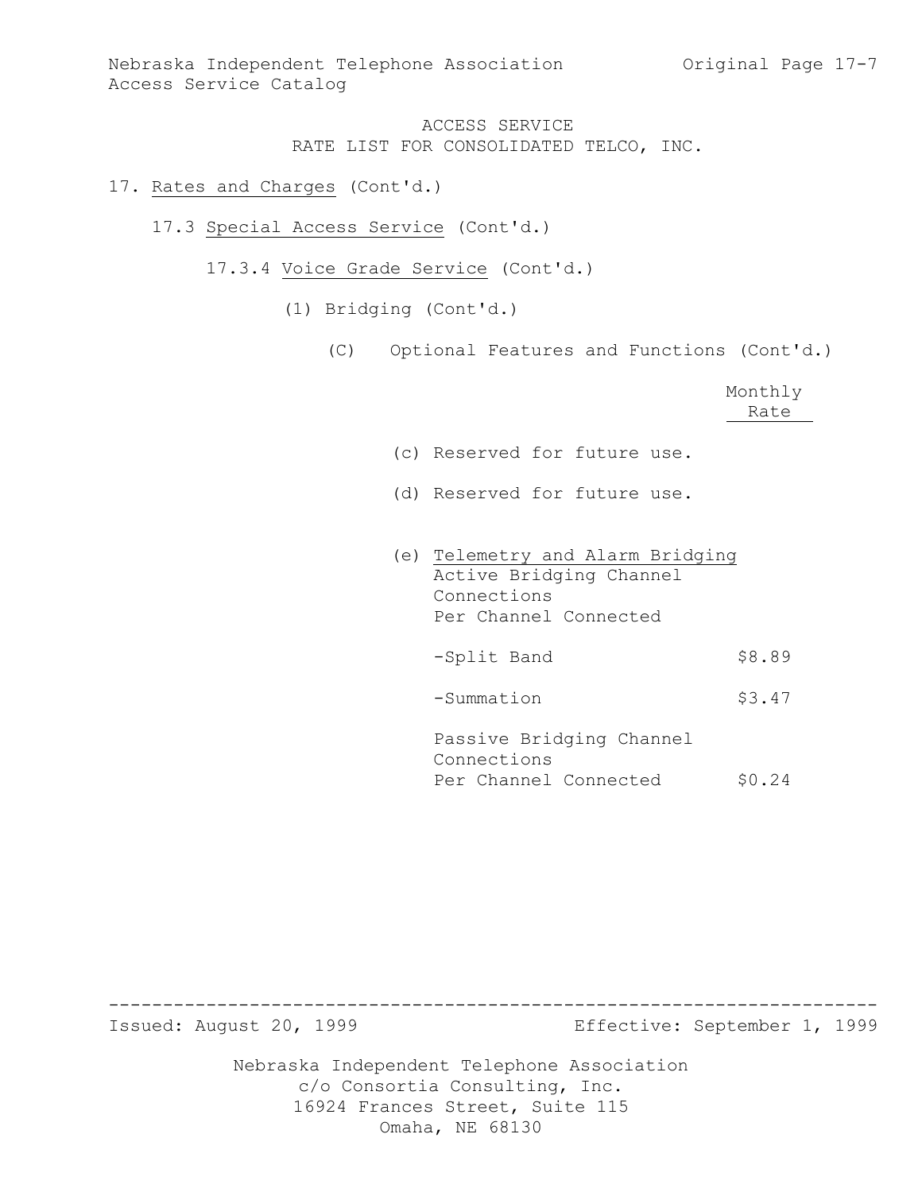ACCESS SERVICE
RATE LIST FOR CONSOLIDATED TELCO, INC.

17. Rates and Charges (Cont'd.)

17.3 Special Access Service (Cont'd.)

17.3.4 Voice Grade Service (Cont'd.)

(1) Bridging (Cont'd.)

(C) Optional Features and Functions (Cont'd.)

| | Monthly Rate |
|---|---|
| (c) Reserved for future use. | |
| (d) Reserved for future use. | |
| (e) Telemetry and Alarm Bridging<br>Active Bridging Channel Connections<br>Per Channel Connected | |
| -Split Band | \$8.89 |
| -Summation | \$3.47 |
| Passive Bridging Channel Connections<br>Per Channel Connected | \$0.24 |

Issued: August 20, 1999 Effective: September 1, 1999

Nebraska Independent Telephone Association
c/o Consortia Consulting, Inc.
16924 Frances Street, Suite 115
Omaha, NE 68130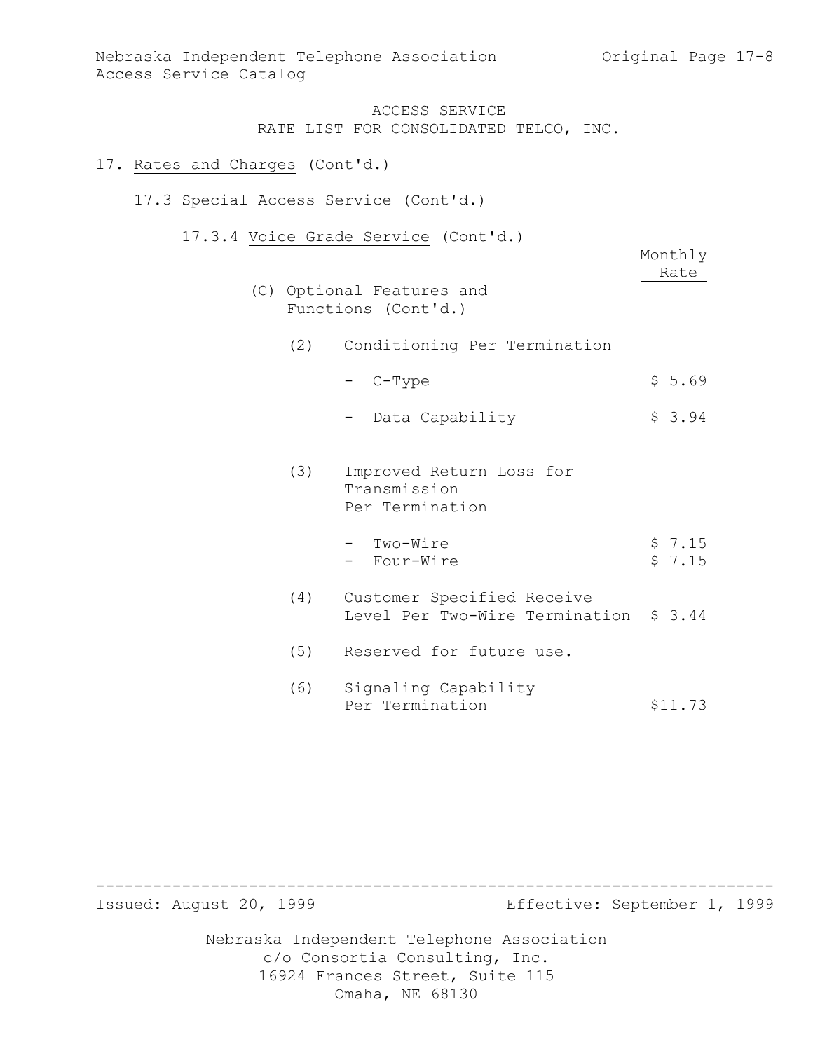## ACCESS SERVICE
## RATE LIST FOR CONSOLIDATED TELCO, INC.

17. Rates and Charges (Cont'd.)

17.3 Special Access Service (Cont'd.)

17.3.4 Voice Grade Service (Cont'd.)

| | Monthly Rate |
|---|---|
| (C) Optional Features and Functions (Cont'd.) | |
| (2) Conditioning Per Termination | |
| - C-Type | $ 5.69 |
| - Data Capability | $ 3.94 |
| (3) Improved Return Loss for Transmission Per Termination | |
| - Two-Wire | $ 7.15 |
| - Four-Wire | $ 7.15 |
| (4) Customer Specified Receive Level Per Two-Wire Termination | $ 3.44 |
| (5) Reserved for future use. | |
| (6) Signaling Capability Per Termination | $11.73 |

Issued: August 20, 1999 Effective: September 1, 1999

Nebraska Independent Telephone Association
c/o Consortia Consulting, Inc.
16924 Frances Street, Suite 115
Omaha, NE 68130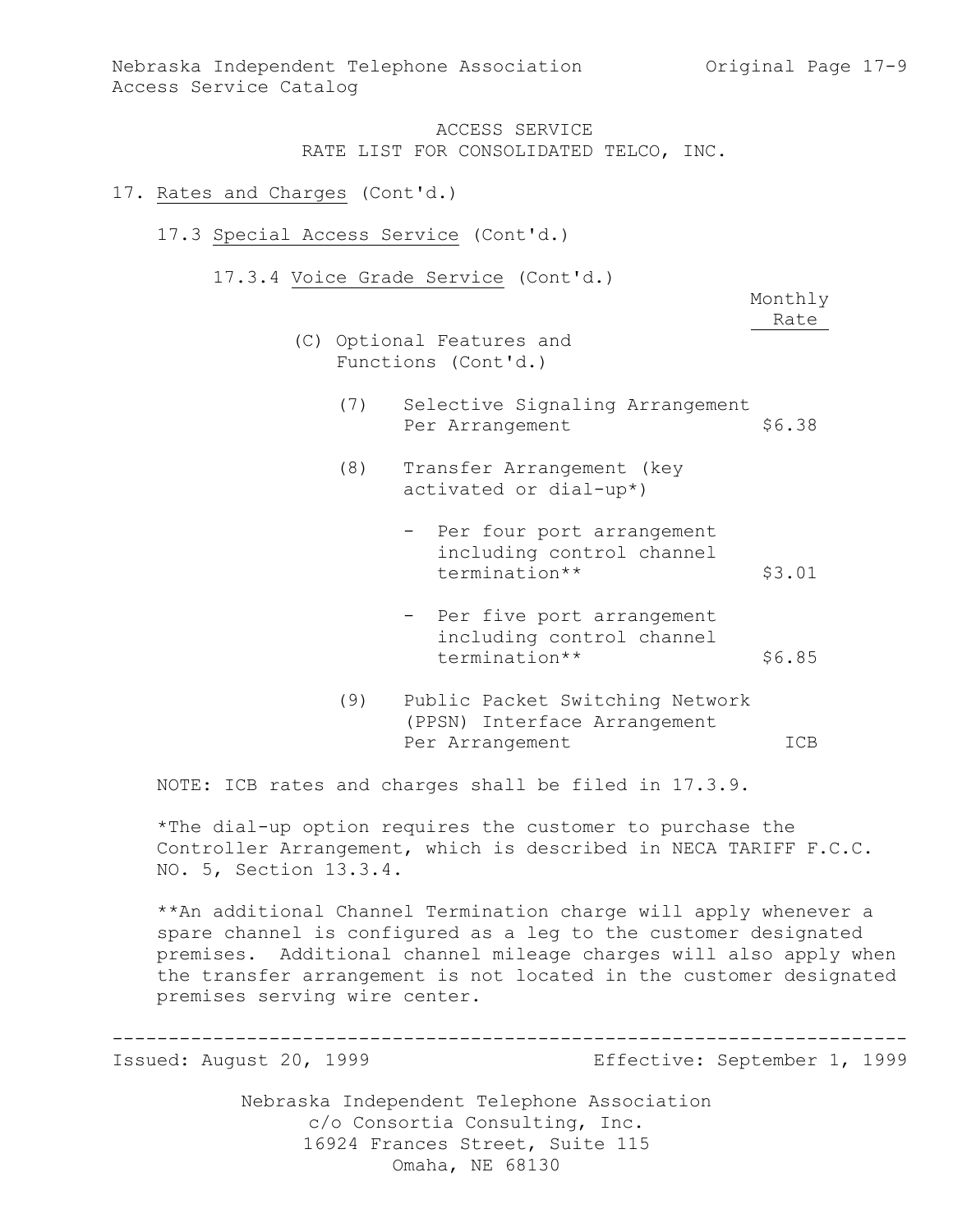ACCESS SERVICE
RATE LIST FOR CONSOLIDATED TELCO, INC.

17. Rates and Charges (Cont'd.)

17.3 Special Access Service (Cont'd.)

17.3.4 Voice Grade Service (Cont'd.)

| | Monthly Rate |
|---|---|
| (C) Optional Features and Functions (Cont'd.) | |
| (7) Selective Signaling Arrangement Per Arrangement | $6.38 |
| (8) Transfer Arrangement (key activated or dial-up*) | |
| - Per four port arrangement including control channel termination** | $3.01 |
| - Per five port arrangement including control channel termination** | $6.85 |
| (9) Public Packet Switching Network (PPSN) Interface Arrangement Per Arrangement | ICB |

NOTE: ICB rates and charges shall be filed in 17.3.9.

*The dial-up option requires the customer to purchase the Controller Arrangement, which is described in NECA TARIFF F.C.C. NO. 5, Section 13.3.4.

**An additional Channel Termination charge will apply whenever a spare channel is configured as a leg to the customer designated premises. Additional channel mileage charges will also apply when the transfer arrangement is not located in the customer designated premises serving wire center.

Issued: August 20, 1999 Effective: September 1, 1999

Nebraska Independent Telephone Association
c/o Consortia Consulting, Inc.
16924 Frances Street, Suite 115
Omaha, NE 68130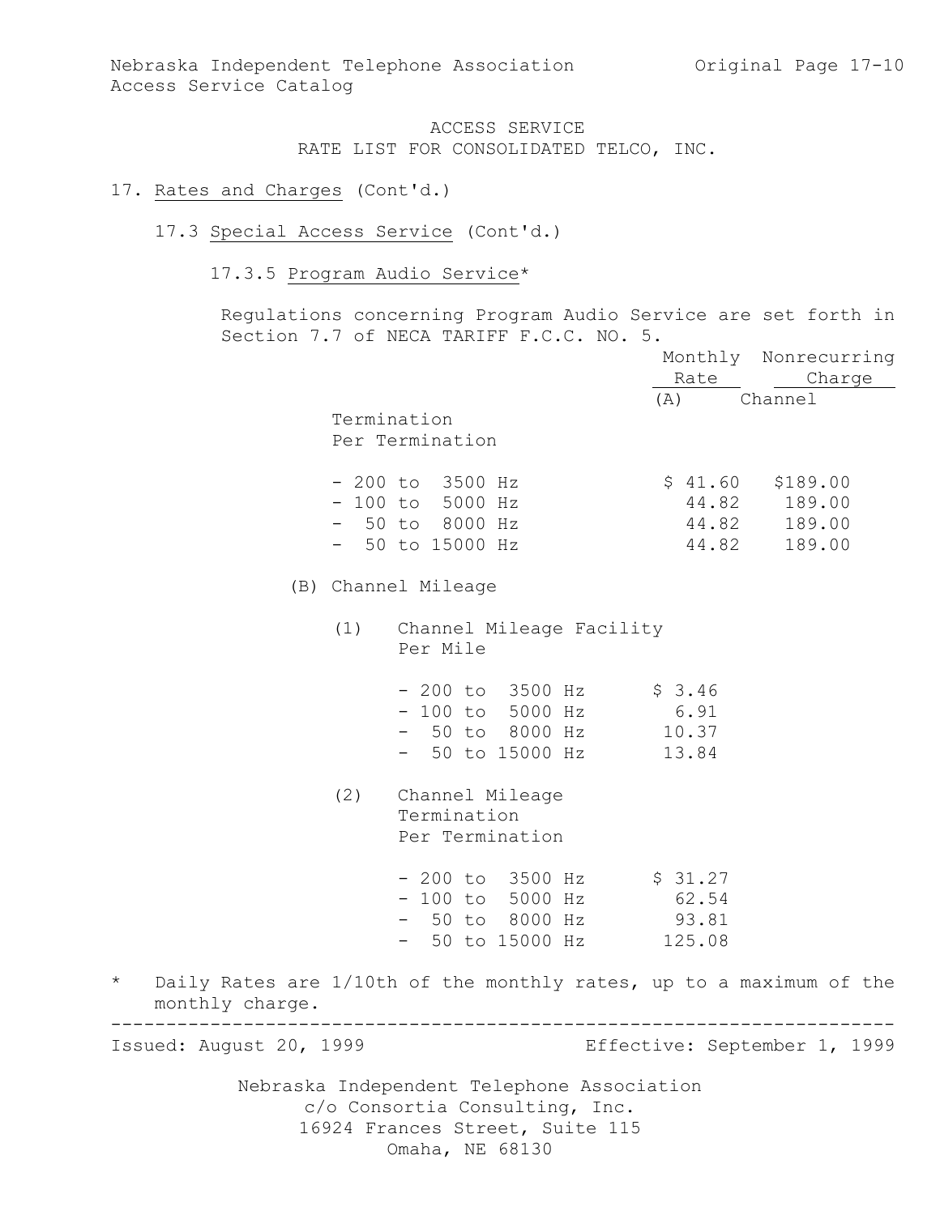ACCESS SERVICE
RATE LIST FOR CONSOLIDATED TELCO, INC.

17. Rates and Charges (Cont'd.)

17.3 Special Access Service (Cont'd.)

17.3.5 Program Audio Service*

Regulations concerning Program Audio Service are set forth in Section 7.7 of NECA TARIFF F.C.C. NO. 5.

| | Monthly Rate | Nonrecurring Charge |
|---|---|---|
| (A) Channel Termination Per Termination | | |
| - 200 to 3500 Hz | $ 41.60 | $189.00 |
| - 100 to 5000 Hz | 44.82 | 189.00 |
| - 50 to 8000 Hz | 44.82 | 189.00 |
| - 50 to 15000 Hz | 44.82 | 189.00 |
| (B) Channel Mileage | | |
| (1) Channel Mileage Facility Per Mile | | |
| - 200 to 3500 Hz | $ 3.46 | |
| - 100 to 5000 Hz | 6.91 | |
| - 50 to 8000 Hz | 10.37 | |
| - 50 to 15000 Hz | 13.84 | |
| (2) Channel Mileage Termination Per Termination | | |
| - 200 to 3500 Hz | $ 31.27 | |
| - 100 to 5000 Hz | 62.54 | |
| - 50 to 8000 Hz | 93.81 | |
| - 50 to 15000 Hz | 125.08 | |

* Daily Rates are 1/10th of the monthly rates, up to a maximum of the monthly charge.

Issued: August 20, 1999 — Effective: September 1, 1999

Nebraska Independent Telephone Association
c/o Consortia Consulting, Inc.
16924 Frances Street, Suite 115
Omaha, NE 68130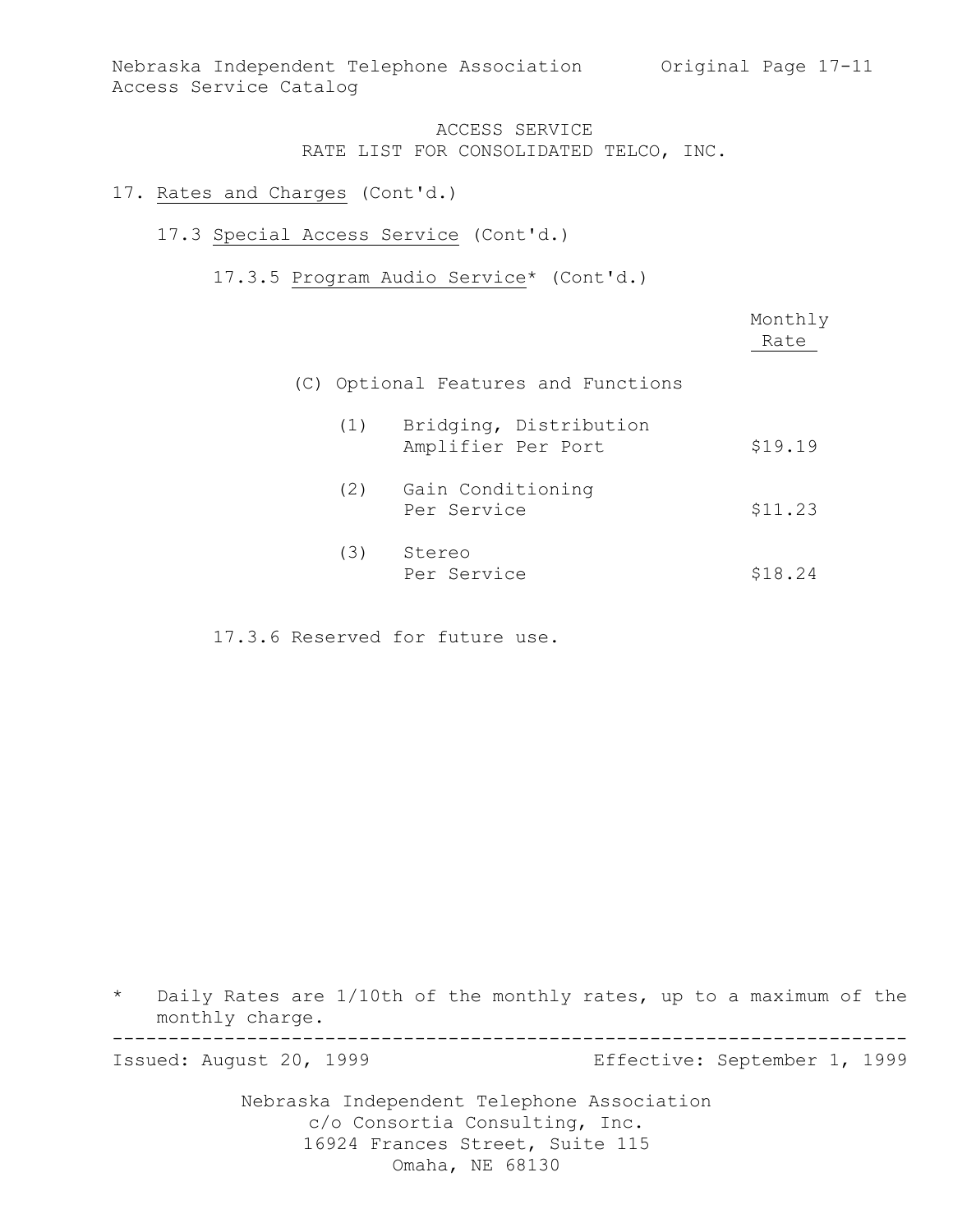ACCESS SERVICE
RATE LIST FOR CONSOLIDATED TELCO, INC.

17. Rates and Charges (Cont'd.)

17.3 Special Access Service (Cont'd.)

17.3.5 Program Audio Service* (Cont'd.)

| | Monthly Rate |
|---|---|
| (C) Optional Features and Functions | |
| (1) Bridging, Distribution Amplifier Per Port | $19.19 |
| (2) Gain Conditioning Per Service | $11.23 |
| (3) Stereo Per Service | $18.24 |

17.3.6 Reserved for future use.

\* Daily Rates are 1/10th of the monthly rates, up to a maximum of the monthly charge.

Issued: August 20, 1999 Effective: September 1, 1999

Nebraska Independent Telephone Association
c/o Consortia Consulting, Inc.
16924 Frances Street, Suite 115
Omaha, NE 68130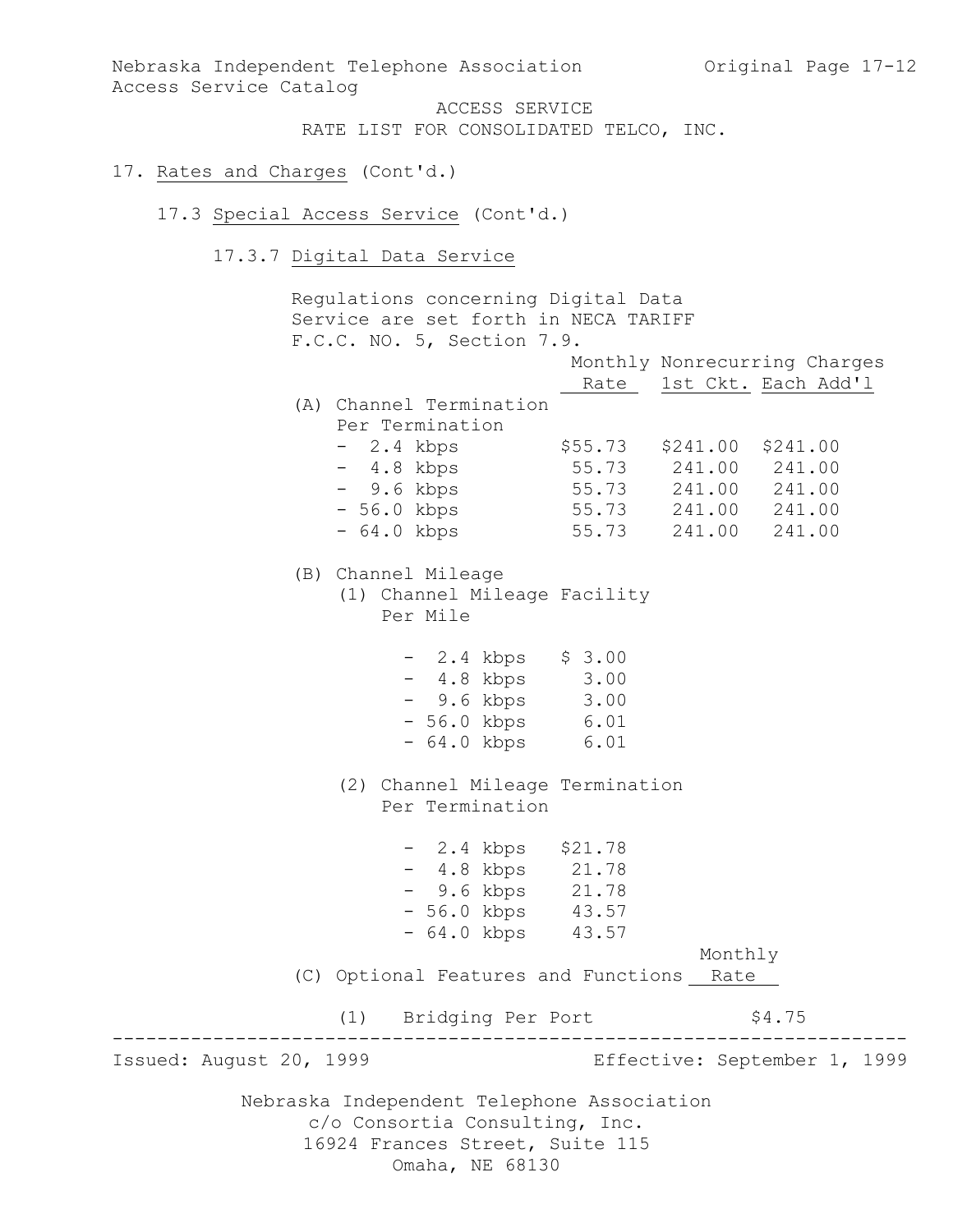ACCESS SERVICE
RATE LIST FOR CONSOLIDATED TELCO, INC.

17. Rates and Charges (Cont'd.)

17.3 Special Access Service (Cont'd.)

17.3.7 Digital Data Service

Regulations concerning Digital Data Service are set forth in NECA TARIFF F.C.C. NO. 5, Section 7.9.

| | Monthly Rate | Nonrecurring Charges 1st Ckt. | Each Add'l |
|---|---|---|---|
| (A) Channel Termination Per Termination | | | |
| - 2.4 kbps | $55.73 | $241.00 | $241.00 |
| - 4.8 kbps | 55.73 | 241.00 | 241.00 |
| - 9.6 kbps | 55.73 | 241.00 | 241.00 |
| - 56.0 kbps | 55.73 | 241.00 | 241.00 |
| - 64.0 kbps | 55.73 | 241.00 | 241.00 |

(B) Channel Mileage

(1) Channel Mileage Facility Per Mile

| | |
|---|---|
| - 2.4 kbps | $ 3.00 |
| - 4.8 kbps | 3.00 |
| - 9.6 kbps | 3.00 |
| - 56.0 kbps | 6.01 |
| - 64.0 kbps | 6.01 |

(2) Channel Mileage Termination Per Termination

| | |
|---|---|
| - 2.4 kbps | $21.78 |
| - 4.8 kbps | 21.78 |
| - 9.6 kbps | 21.78 |
| - 56.0 kbps | 43.57 |
| - 64.0 kbps | 43.57 |

| (C) Optional Features and Functions | Monthly Rate |
|---|---|
| (1) Bridging Per Port | $4.75 |

Issued: August 20, 1999 Effective: September 1, 1999

Nebraska Independent Telephone Association
c/o Consortia Consulting, Inc.
16924 Frances Street, Suite 115
Omaha, NE 68130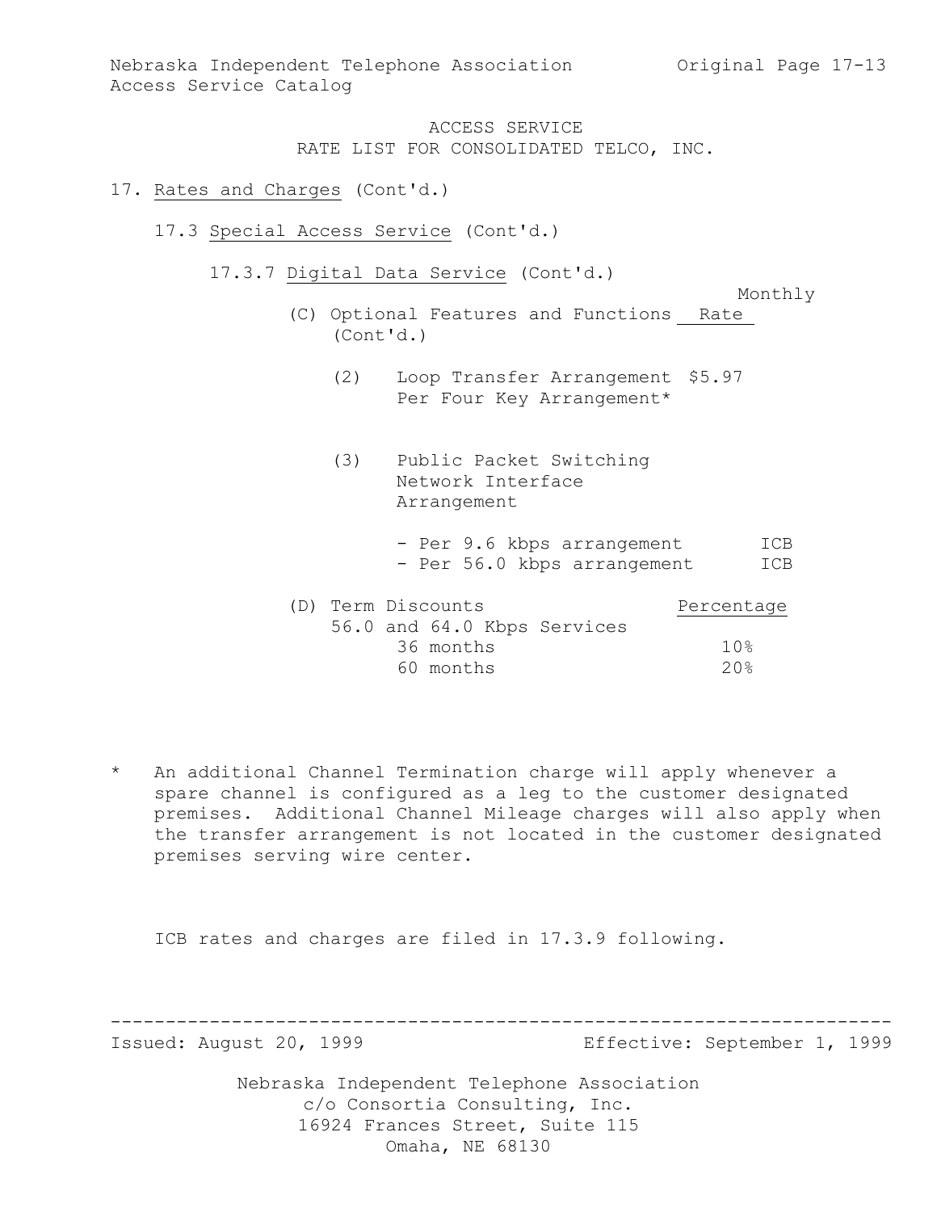ACCESS SERVICE
RATE LIST FOR CONSOLIDATED TELCO, INC.

17. Rates and Charges (Cont'd.)

17.3 Special Access Service (Cont'd.)

17.3.7 Digital Data Service (Cont'd.)

| (C) Optional Features and Functions (Cont'd.) | Monthly Rate |
|---|---|
| (2) Loop Transfer Arrangement Per Four Key Arrangement* | $5.97 |
| (3) Public Packet Switching Network Interface Arrangement | |
| - Per 9.6 kbps arrangement | ICB |
| - Per 56.0 kbps arrangement | ICB |

| (D) Term Discounts | Percentage |
|---|---|
| 56.0 and 64.0 Kbps Services | |
| 36 months | 10% |
| 60 months | 20% |

\* An additional Channel Termination charge will apply whenever a spare channel is configured as a leg to the customer designated premises. Additional Channel Mileage charges will also apply when the transfer arrangement is not located in the customer designated premises serving wire center.

ICB rates and charges are filed in 17.3.9 following.

Issued: August 20, 1999 Effective: September 1, 1999

Nebraska Independent Telephone Association
c/o Consortia Consulting, Inc.
16924 Frances Street, Suite 115
Omaha, NE 68130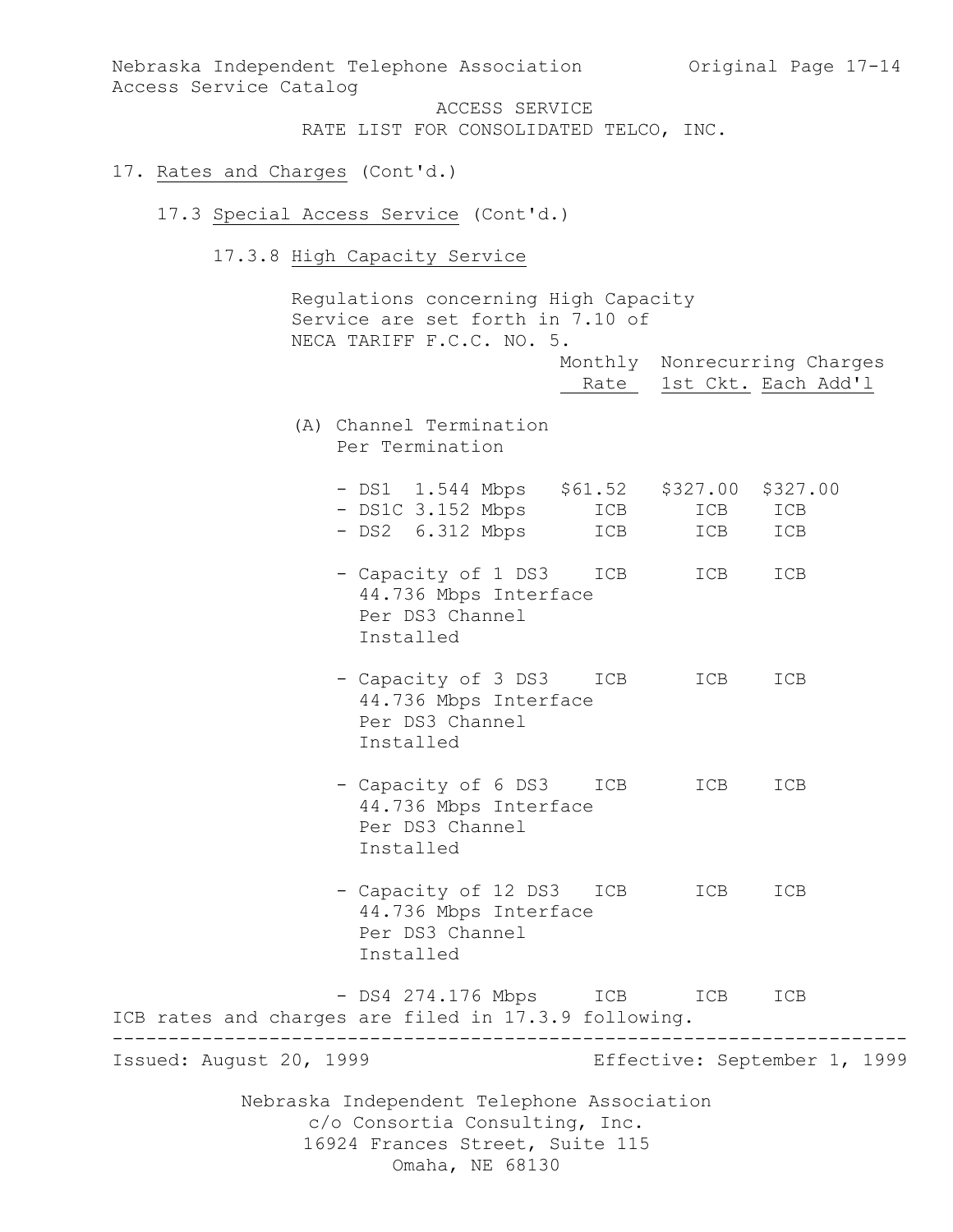ACCESS SERVICE
RATE LIST FOR CONSOLIDATED TELCO, INC.

17. Rates and Charges (Cont'd.)

17.3 Special Access Service (Cont'd.)

17.3.8 High Capacity Service

Regulations concerning High Capacity Service are set forth in 7.10 of NECA TARIFF F.C.C. NO. 5.

| | Monthly Rate | Nonrecurring Charges 1st Ckt. | Nonrecurring Charges Each Add'l |
|---|---|---|---|
| (A) Channel Termination Per Termination | | | |
| - DS1 1.544 Mbps | $61.52 | $327.00 | $327.00 |
| - DS1C 3.152 Mbps | ICB | ICB | ICB |
| - DS2 6.312 Mbps | ICB | ICB | ICB |
| - Capacity of 1 DS3 44.736 Mbps Interface Per DS3 Channel Installed | ICB | ICB | ICB |
| - Capacity of 3 DS3 44.736 Mbps Interface Per DS3 Channel Installed | ICB | ICB | ICB |
| - Capacity of 6 DS3 44.736 Mbps Interface Per DS3 Channel Installed | ICB | ICB | ICB |
| - Capacity of 12 DS3 44.736 Mbps Interface Per DS3 Channel Installed | ICB | ICB | ICB |
| - DS4 274.176 Mbps | ICB | ICB | ICB |

ICB rates and charges are filed in 17.3.9 following.

Issued: August 20, 1999 Effective: September 1, 1999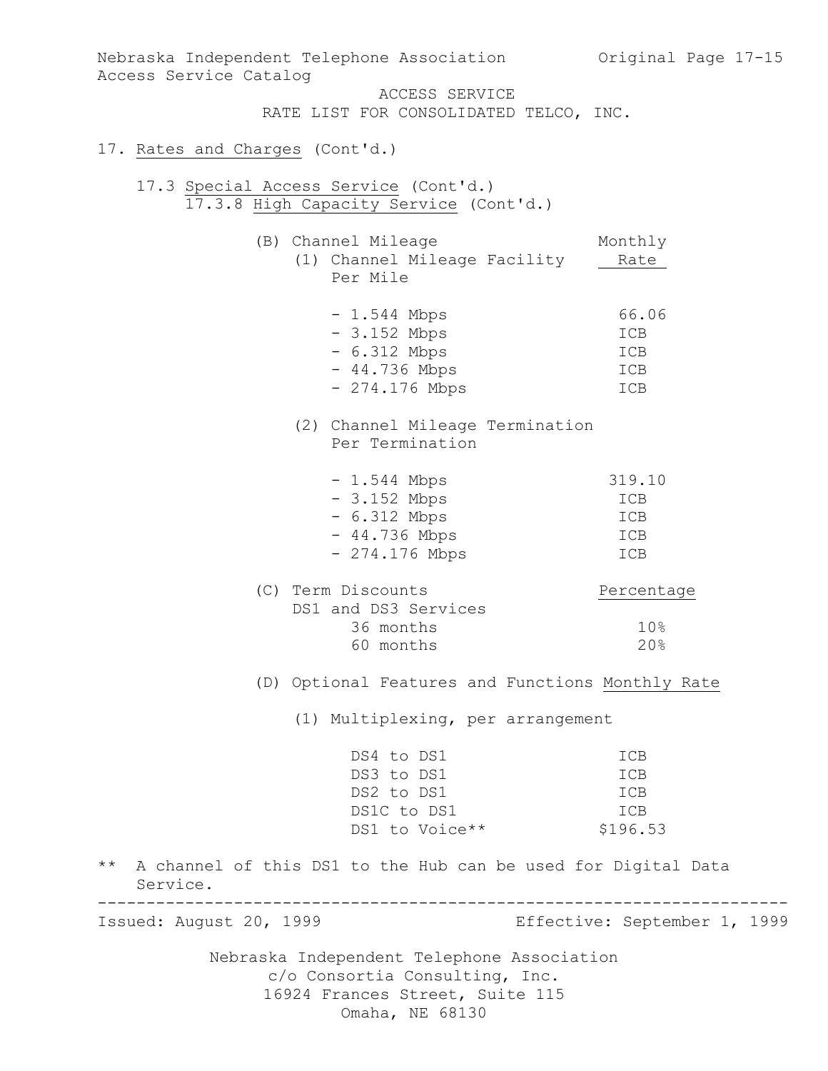ACCESS SERVICE
RATE LIST FOR CONSOLIDATED TELCO, INC.

17. Rates and Charges (Cont'd.)

17.3 Special Access Service (Cont'd.)

17.3.8 High Capacity Service (Cont'd.)

(B) Channel Mileage

| (1) Channel Mileage Facility Per Mile | Monthly Rate |
|---|---|
| - 1.544 Mbps | 66.06 |
| - 3.152 Mbps | ICB |
| - 6.312 Mbps | ICB |
| - 44.736 Mbps | ICB |
| - 274.176 Mbps | ICB |

| (2) Channel Mileage Termination Per Termination | Monthly Rate |
|---|---|
| - 1.544 Mbps | 319.10 |
| - 3.152 Mbps | ICB |
| - 6.312 Mbps | ICB |
| - 44.736 Mbps | ICB |
| - 274.176 Mbps | ICB |

(C) Term Discounts

| DS1 and DS3 Services | Percentage |
|---|---|
| 36 months | 10% |
| 60 months | 20% |

(D) Optional Features and Functions

| (1) Multiplexing, per arrangement | Monthly Rate |
|---|---|
| DS4 to DS1 | ICB |
| DS3 to DS1 | ICB |
| DS2 to DS1 | ICB |
| DS1C to DS1 | ICB |
| DS1 to Voice** | $196.53 |

** A channel of this DS1 to the Hub can be used for Digital Data Service.

Issued: August 20, 1999 Effective: September 1, 1999

Nebraska Independent Telephone Association
c/o Consortia Consulting, Inc.
16924 Frances Street, Suite 115
Omaha, NE 68130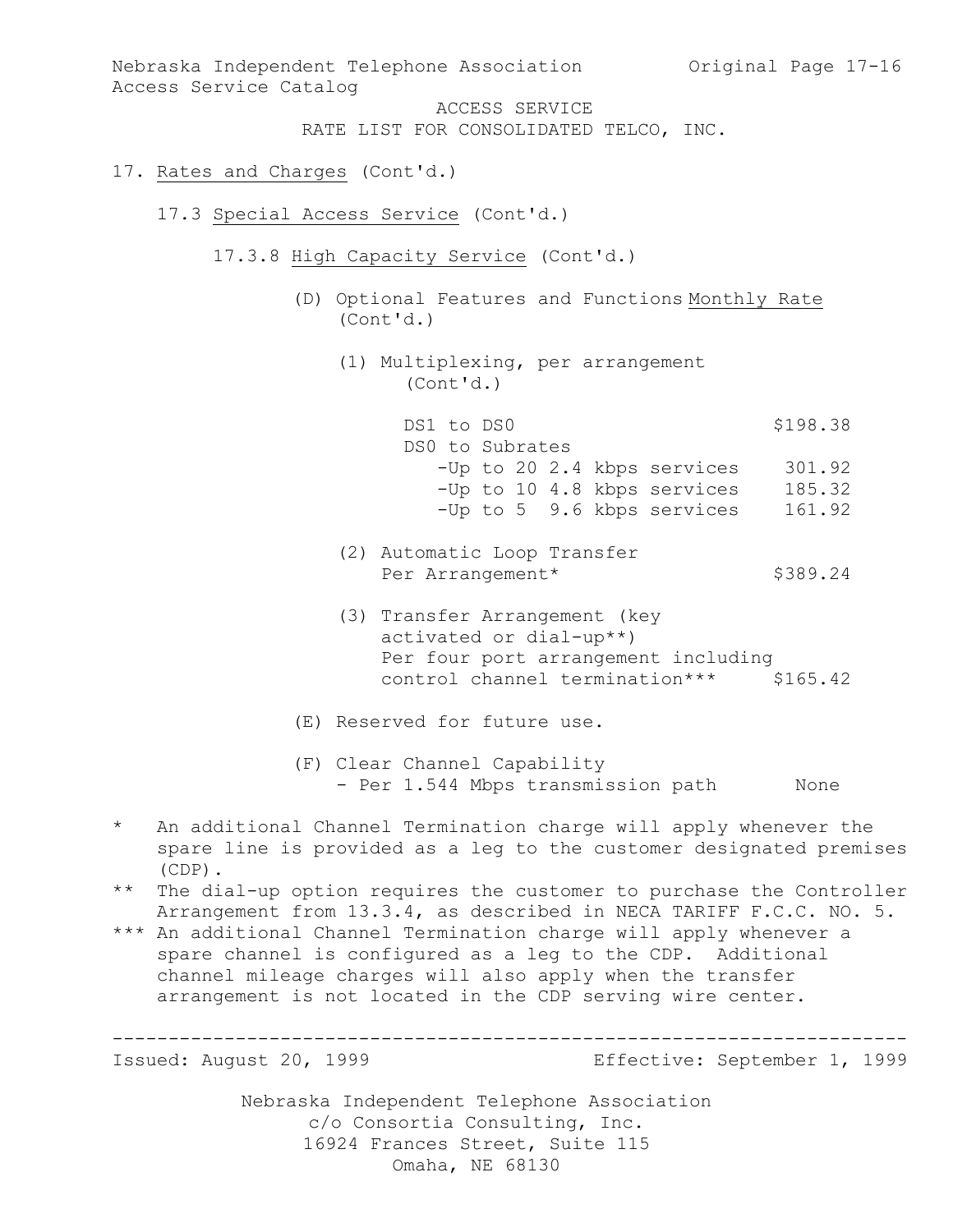Nebraska Independent Telephone Association
Access Service Catalog

ACCESS SERVICE
RATE LIST FOR CONSOLIDATED TELCO, INC.

17. Rates and Charges (Cont'd.)

17.3 Special Access Service (Cont'd.)

17.3.8 High Capacity Service (Cont'd.)

(D) Optional Features and Functions (Cont'd.)

| | Monthly Rate |
|---|---|
| (1) Multiplexing, per arrangement (Cont'd.) | |
| DS1 to DS0 | $198.38 |
| DS0 to Subrates | |
| -Up to 20 2.4 kbps services | 301.92 |
| -Up to 10 4.8 kbps services | 185.32 |
| -Up to 5 9.6 kbps services | 161.92 |
| (2) Automatic Loop Transfer Per Arrangement* | $389.24 |
| (3) Transfer Arrangement (key activated or dial-up**) Per four port arrangement including control channel termination*** | $165.42 |

(E) Reserved for future use.

(F) Clear Channel Capability
- Per 1.544 Mbps transmission path None

\* An additional Channel Termination charge will apply whenever the spare line is provided as a leg to the customer designated premises (CDP).

** The dial-up option requires the customer to purchase the Controller Arrangement from 13.3.4, as described in NECA TARIFF F.C.C. NO. 5.

*** An additional Channel Termination charge will apply whenever a spare channel is configured as a leg to the CDP. Additional channel mileage charges will also apply when the transfer arrangement is not located in the CDP serving wire center.

Issued: August 20, 1999 Effective: September 1, 1999

Nebraska Independent Telephone Association
c/o Consortia Consulting, Inc.
16924 Frances Street, Suite 115
Omaha, NE 68130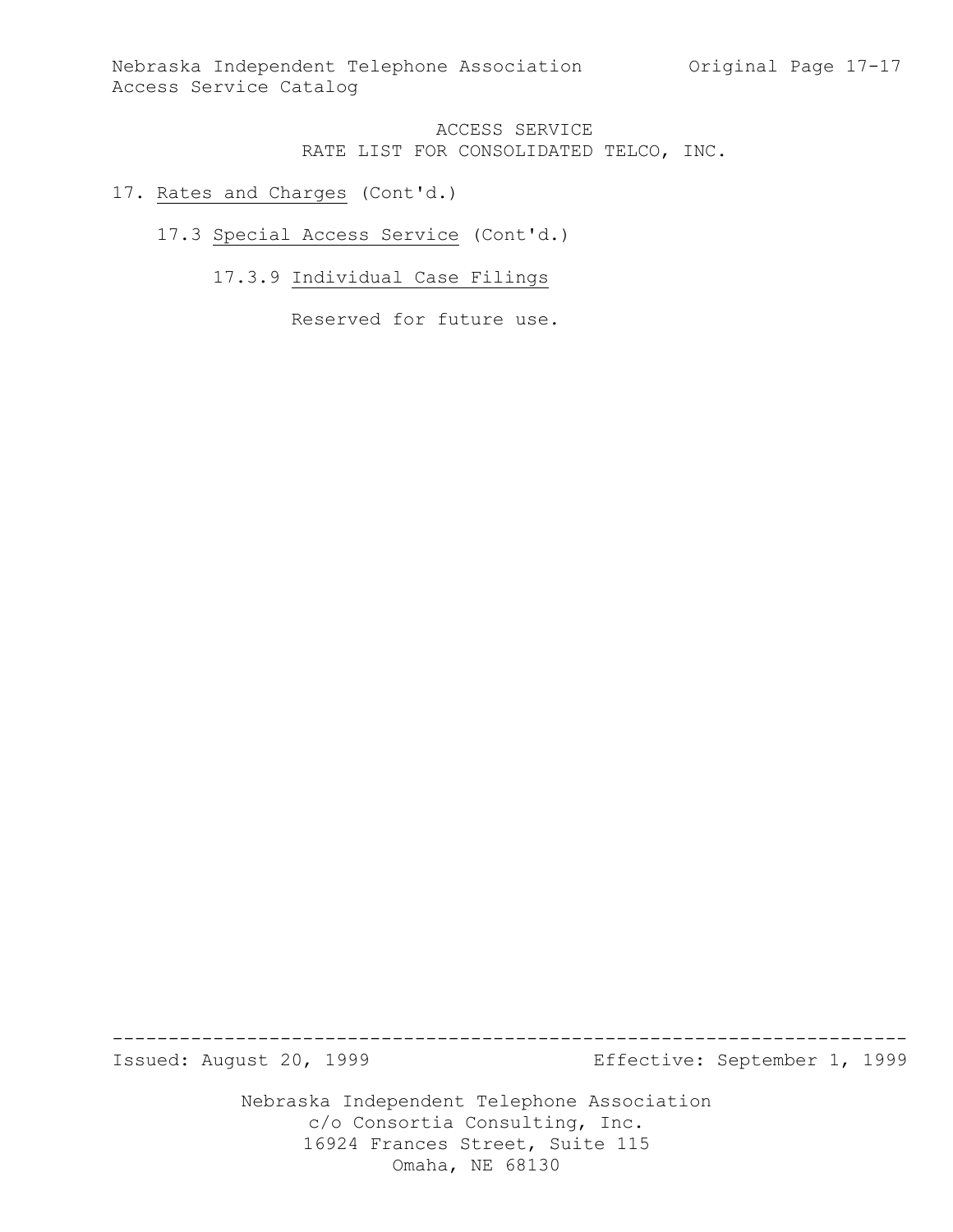ACCESS SERVICE
RATE LIST FOR CONSOLIDATED TELCO, INC.

17. Rates and Charges (Cont'd.)

17.3 Special Access Service (Cont'd.)

17.3.9 Individual Case Filings

Reserved for future use.

Issued: August 20, 1999 Effective: September 1, 1999

Nebraska Independent Telephone Association
c/o Consortia Consulting, Inc.
16924 Frances Street, Suite 115
Omaha, NE 68130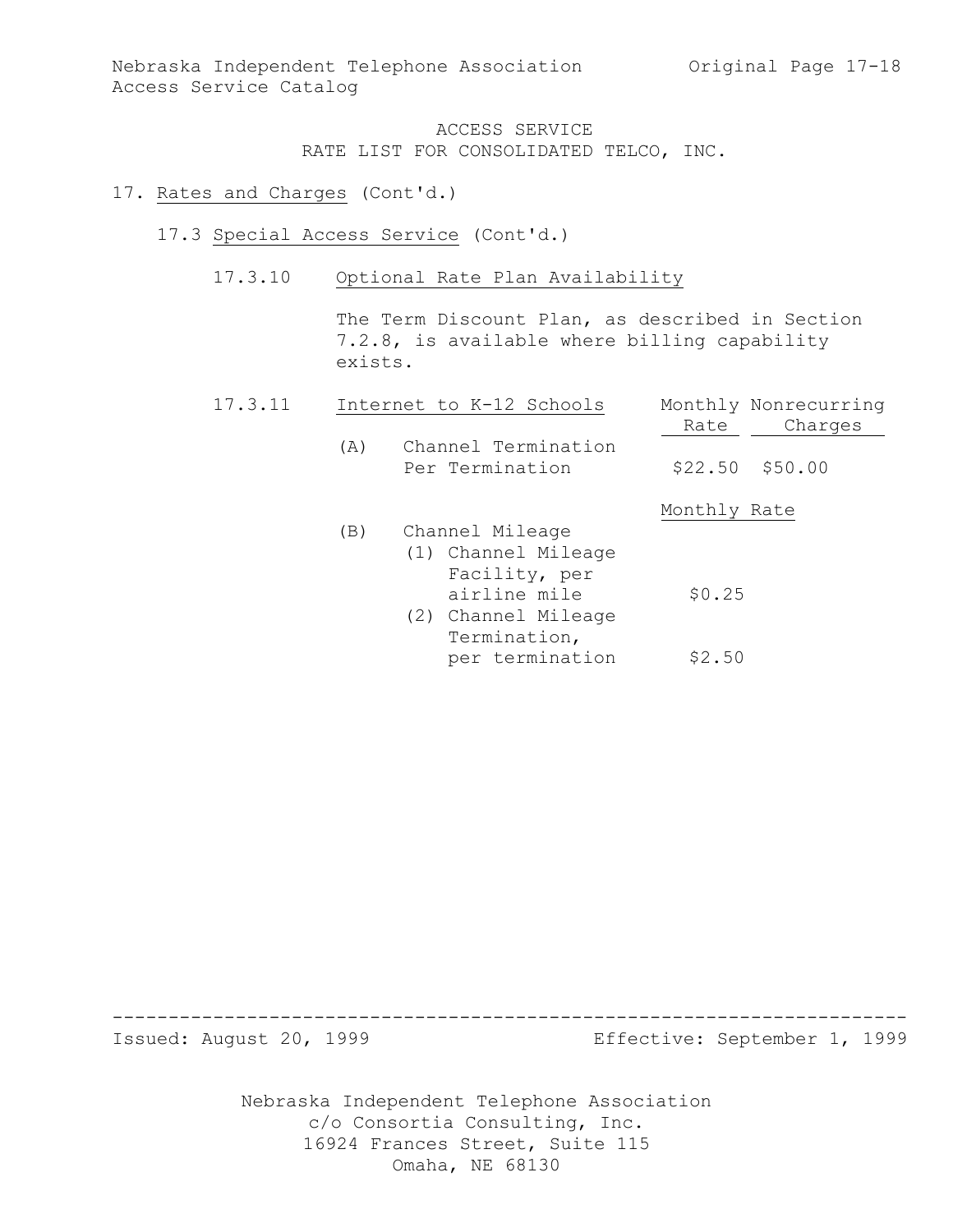ACCESS SERVICE
RATE LIST FOR CONSOLIDATED TELCO, INC.

17. Rates and Charges (Cont'd.)

17.3 Special Access Service (Cont'd.)

17.3.10 Optional Rate Plan Availability

The Term Discount Plan, as described in Section 7.2.8, is available where billing capability exists.

17.3.11 Internet to K-12 Schools

| | Monthly Rate | Nonrecurring Charges |
|---|---|---|
| (A) Channel Termination Per Termination | $22.50 | $50.00 |

| | Monthly Rate |
|---|---|
| (B) Channel Mileage | |
| (1) Channel Mileage Facility, per airline mile | $0.25 |
| (2) Channel Mileage Termination, per termination | $2.50 |

Issued: August 20, 1999 Effective: September 1, 1999

Nebraska Independent Telephone Association
c/o Consortia Consulting, Inc.
16924 Frances Street, Suite 115
Omaha, NE 68130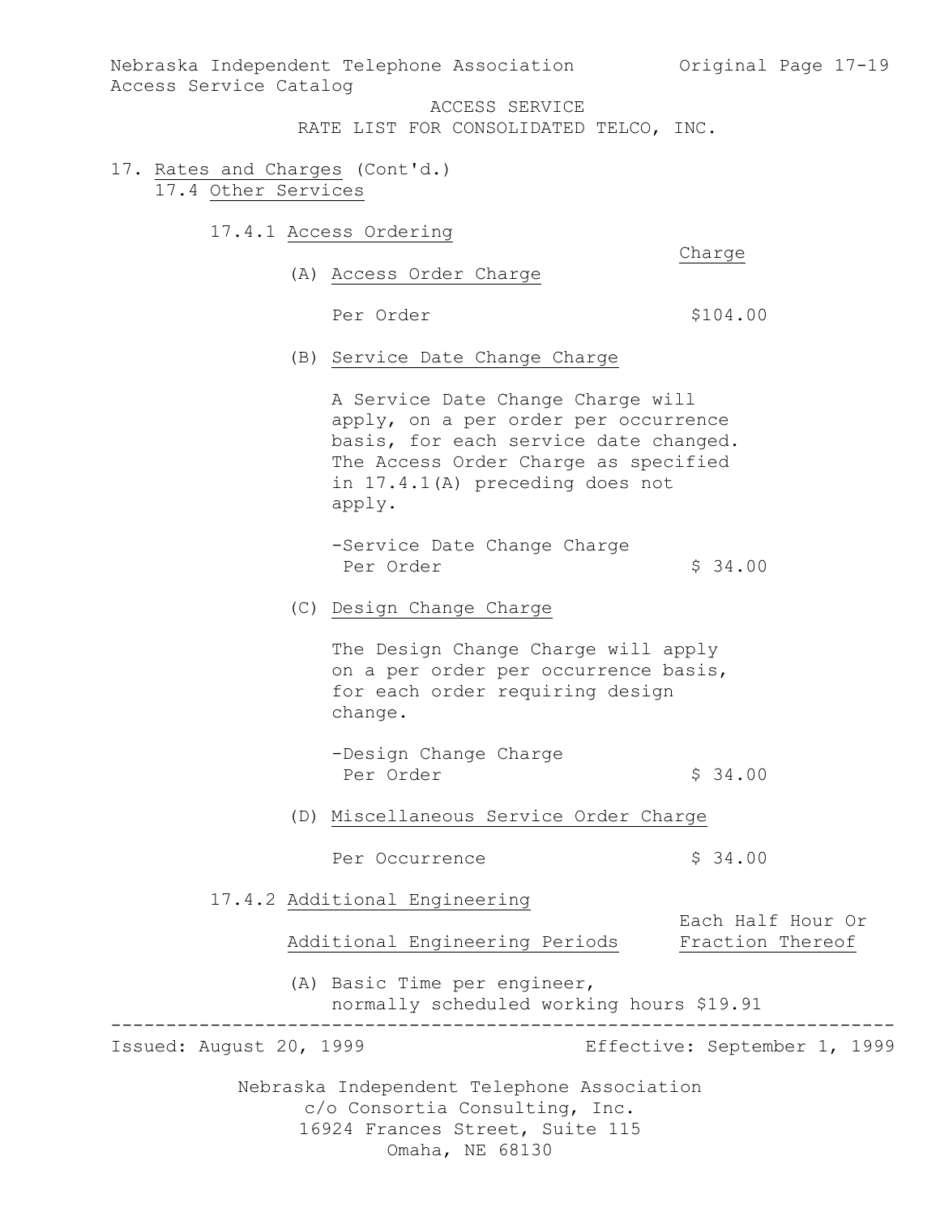ACCESS SERVICE
RATE LIST FOR CONSOLIDATED TELCO, INC.

17. Rates and Charges (Cont'd.)

17.4 Other Services

17.4.1 Access Ordering

| | Charge |
|---|---|
| (A) Access Order Charge | |
| Per Order | $104.00 |

(B) Service Date Change Charge

A Service Date Change Charge will apply, on a per order per occurrence basis, for each service date changed. The Access Order Charge as specified in 17.4.1(A) preceding does not apply.

| | |
|---|---|
| -Service Date Change Charge Per Order | $ 34.00 |

(C) Design Change Charge

The Design Change Charge will apply on a per order per occurrence basis, for each order requiring design change.

| | |
|---|---|
| -Design Change Charge Per Order | $ 34.00 |

(D) Miscellaneous Service Order Charge

| | |
|---|---|
| Per Occurrence | $ 34.00 |

17.4.2 Additional Engineering

| Additional Engineering Periods | Each Half Hour Or Fraction Thereof |
|---|---|
| (A) Basic Time per engineer, normally scheduled working hours | $19.91 |

Issued: August 20, 1999 Effective: September 1, 1999

Nebraska Independent Telephone Association
c/o Consortia Consulting, Inc.
16924 Frances Street, Suite 115
Omaha, NE 68130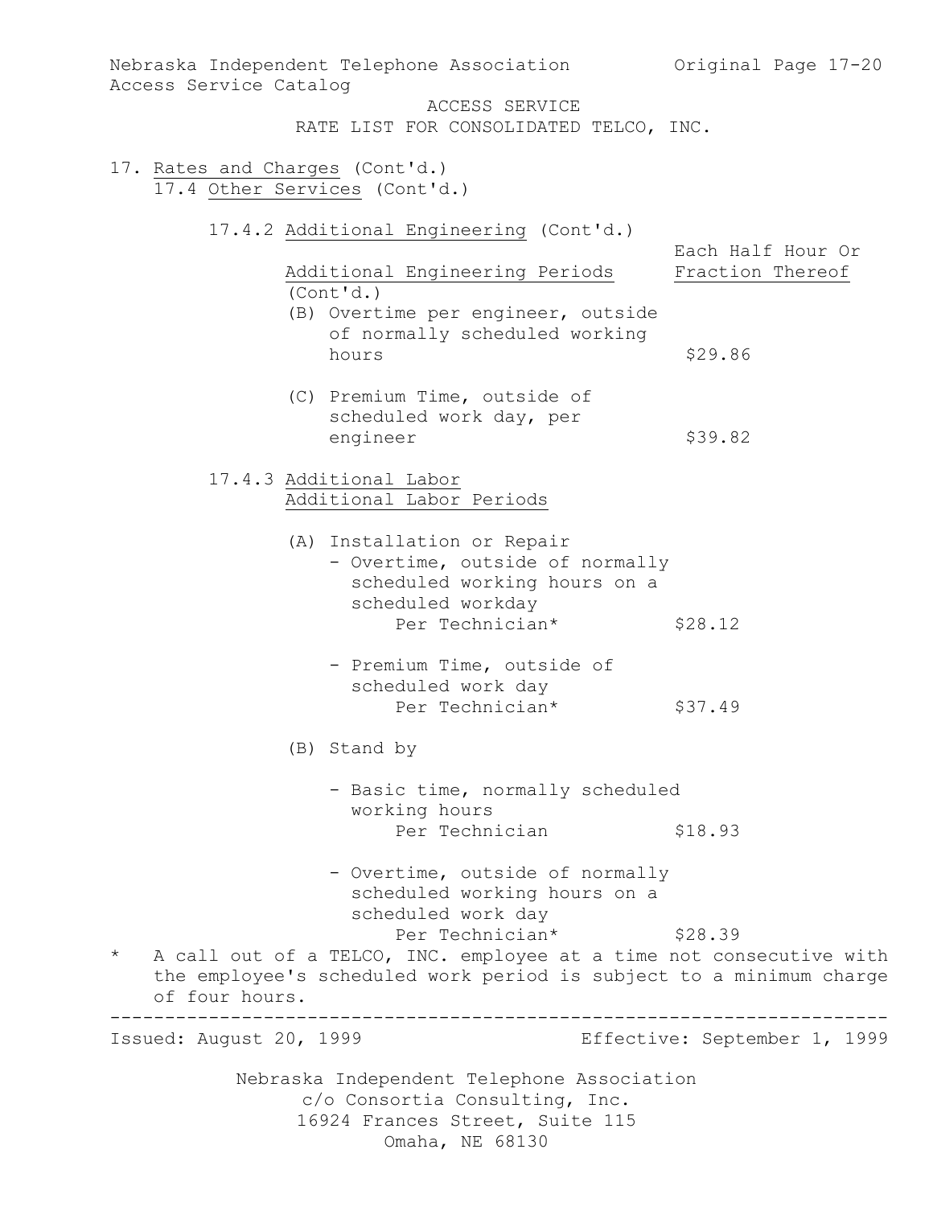ACCESS SERVICE
RATE LIST FOR CONSOLIDATED TELCO, INC.

17. Rates and Charges (Cont'd.)

17.4 Other Services (Cont'd.)

17.4.2 Additional Engineering (Cont'd.)

| Additional Engineering Periods (Cont'd.) | Each Half Hour Or Fraction Thereof |
|---|---|
| (B) Overtime per engineer, outside of normally scheduled working hours | $29.86 |
| (C) Premium Time, outside of scheduled work day, per engineer | $39.82 |

17.4.3 Additional Labor

Additional Labor Periods

| | |
|---|---|
| (A) Installation or Repair | |
| - Overtime, outside of normally scheduled working hours on a scheduled workday Per Technician* | $28.12 |
| - Premium Time, outside of scheduled work day Per Technician* | $37.49 |
| (B) Stand by | |
| - Basic time, normally scheduled working hours Per Technician | $18.93 |
| - Overtime, outside of normally scheduled working hours on a scheduled work day Per Technician* | $28.39 |

\* A call out of a TELCO, INC. employee at a time not consecutive with the employee's scheduled work period is subject to a minimum charge of four hours.

Issued: August 20, 1999 Effective: September 1, 1999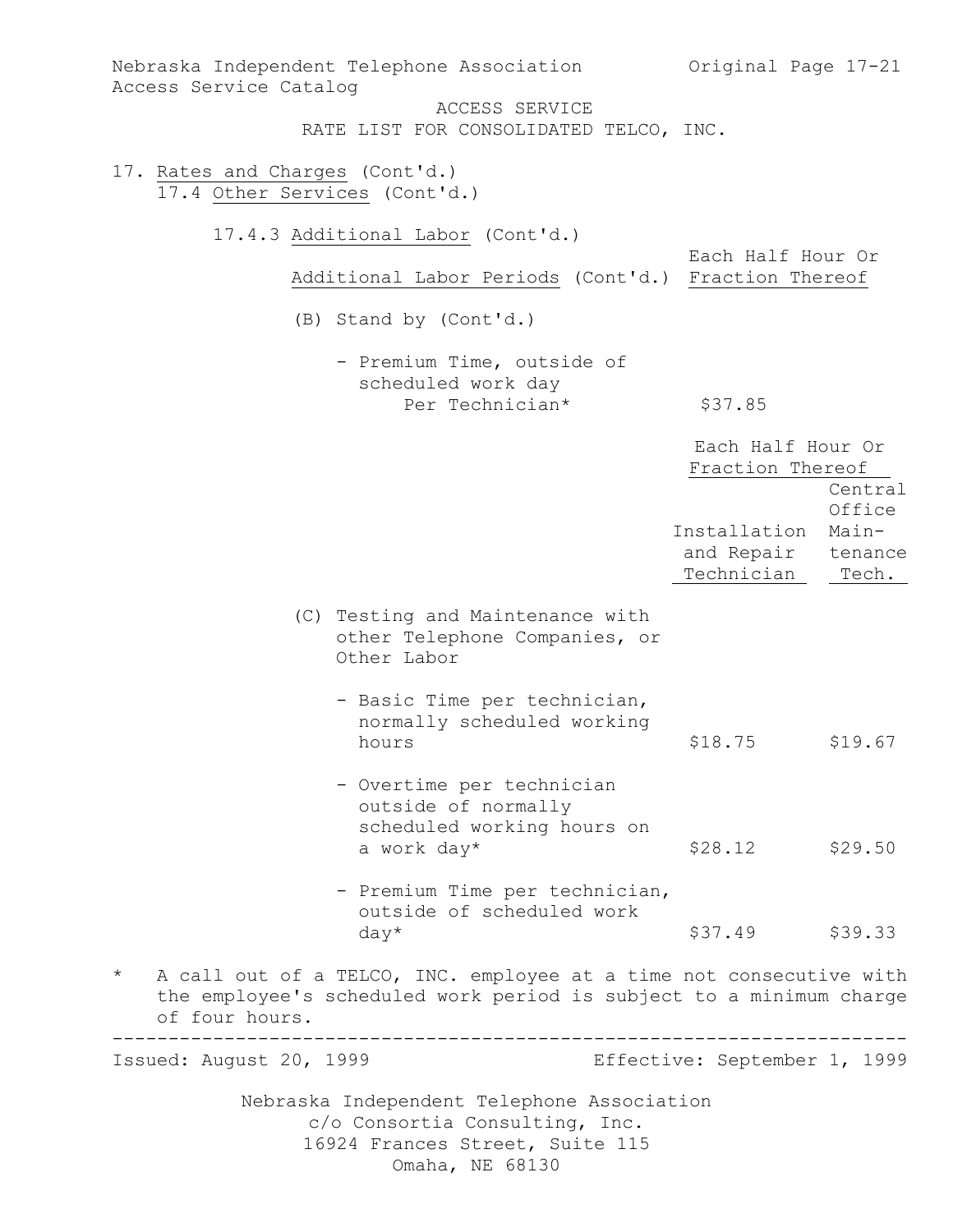ACCESS SERVICE
RATE LIST FOR CONSOLIDATED TELCO, INC.

17. Rates and Charges (Cont'd.)
17.4 Other Services (Cont'd.)

17.4.3 Additional Labor (Cont'd.)

| Additional Labor Periods (Cont'd.) | Each Half Hour Or Fraction Thereof |
|---|---|
| (B) Stand by (Cont'd.) | |
| - Premium Time, outside of scheduled work day Per Technician* | $37.85 |

| | Each Half Hour Or Fraction Thereof | |
|---|---|---|
| | Installation and Repair Technician | Central Office Main-tenance Tech. |
| (C) Testing and Maintenance with other Telephone Companies, or Other Labor | | |
| - Basic Time per technician, normally scheduled working hours | $18.75 | $19.67 |
| - Overtime per technician outside of normally scheduled working hours on a work day* | $28.12 | $29.50 |
| - Premium Time per technician, outside of scheduled work day* | $37.49 | $39.33 |

\* A call out of a TELCO, INC. employee at a time not consecutive with the employee's scheduled work period is subject to a minimum charge of four hours.

Issued: August 20, 1999 Effective: September 1, 1999

Nebraska Independent Telephone Association
c/o Consortia Consulting, Inc.
16924 Frances Street, Suite 115
Omaha, NE 68130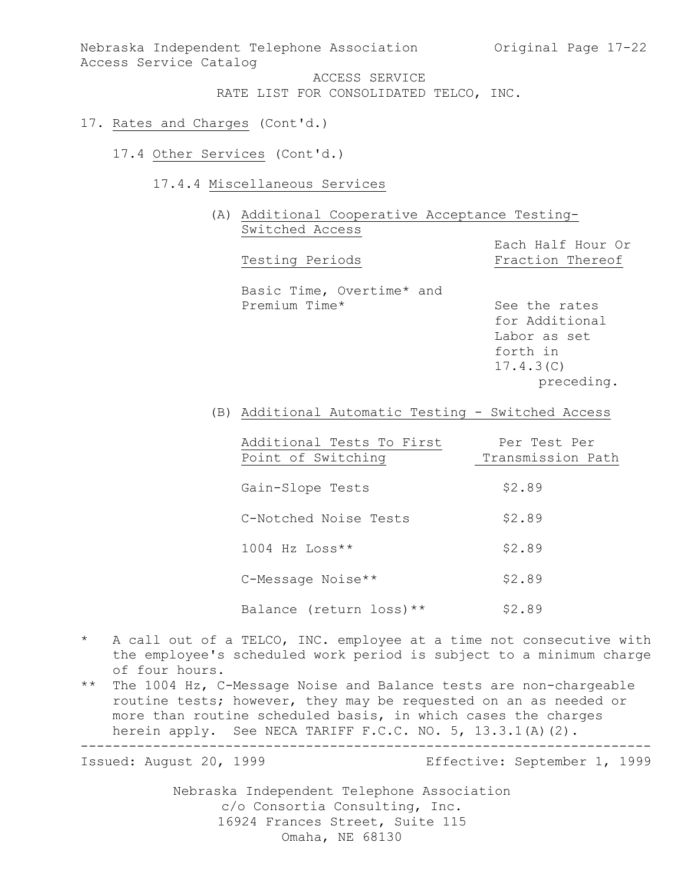# ACCESS SERVICE

## RATE LIST FOR CONSOLIDATED TELCO, INC.

17. Rates and Charges (Cont'd.)

17.4 Other Services (Cont'd.)

17.4.4 Miscellaneous Services

(A) Additional Cooperative Acceptance Testing-Switched Access

| Testing Periods | Each Half Hour Or Fraction Thereof |
|---|---|
| Basic Time, Overtime* and Premium Time* | See the rates for Additional Labor as set forth in 17.4.3(C) preceding. |

(B) Additional Automatic Testing - Switched Access

| Additional Tests To First Point of Switching | Per Test Per Transmission Path |
|---|---|
| Gain-Slope Tests | $2.89 |
| C-Notched Noise Tests | $2.89 |
| 1004 Hz Loss** | $2.89 |
| C-Message Noise** | $2.89 |
| Balance (return loss)** | $2.89 |

\* A call out of a TELCO, INC. employee at a time not consecutive with the employee's scheduled work period is subject to a minimum charge of four hours.

\** The 1004 Hz, C-Message Noise and Balance tests are non-chargeable routine tests; however, they may be requested on an as needed or more than routine scheduled basis, in which cases the charges herein apply. See NECA TARIFF F.C.C. NO. 5, 13.3.1(A)(2).

Issued: August 20, 1999 Effective: September 1, 1999

Nebraska Independent Telephone Association
c/o Consortia Consulting, Inc.
16924 Frances Street, Suite 115
Omaha, NE 68130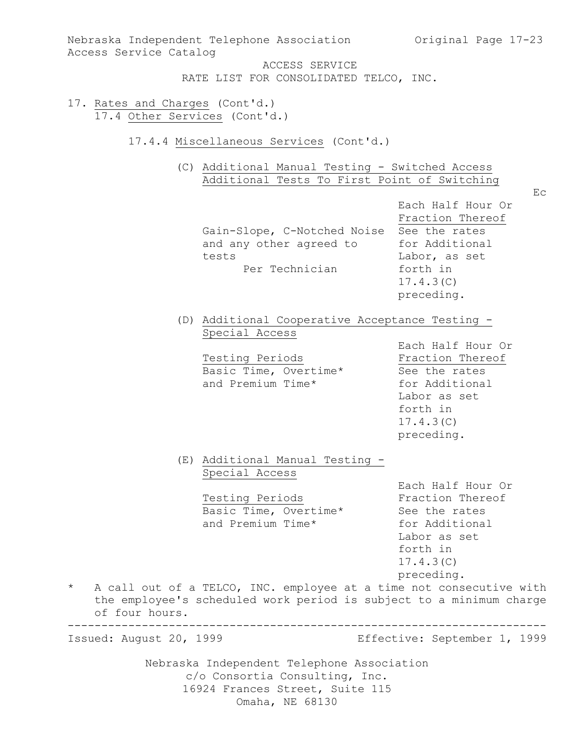ACCESS SERVICE
RATE LIST FOR CONSOLIDATED TELCO, INC.

17. Rates and Charges (Cont'd.)
    17.4 Other Services (Cont'd.)

17.4.4 Miscellaneous Services (Cont'd.)

(C) Additional Manual Testing - Switched Access
Additional Tests To First Point of Switching

Ec

| | Each Half Hour Or Fraction Thereof |
|---|---|
| Gain-Slope, C-Notched Noise and any other agreed to tests Per Technician | See the rates for Additional Labor, as set forth in 17.4.3(C) preceding. |

(D) Additional Cooperative Acceptance Testing - Special Access

| Testing Periods | Each Half Hour Or Fraction Thereof |
|---|---|
| Basic Time, Overtime* and Premium Time* | See the rates for Additional Labor as set forth in 17.4.3(C) preceding. |

(E) Additional Manual Testing - Special Access

| Testing Periods | Each Half Hour Or Fraction Thereof |
|---|---|
| Basic Time, Overtime* and Premium Time* | See the rates for Additional Labor as set forth in 17.4.3(C) preceding. |

\* A call out of a TELCO, INC. employee at a time not consecutive with the employee's scheduled work period is subject to a minimum charge of four hours.

Issued: August 20, 1999    Effective: September 1, 1999

Nebraska Independent Telephone Association
c/o Consortia Consulting, Inc.
16924 Frances Street, Suite 115
Omaha, NE 68130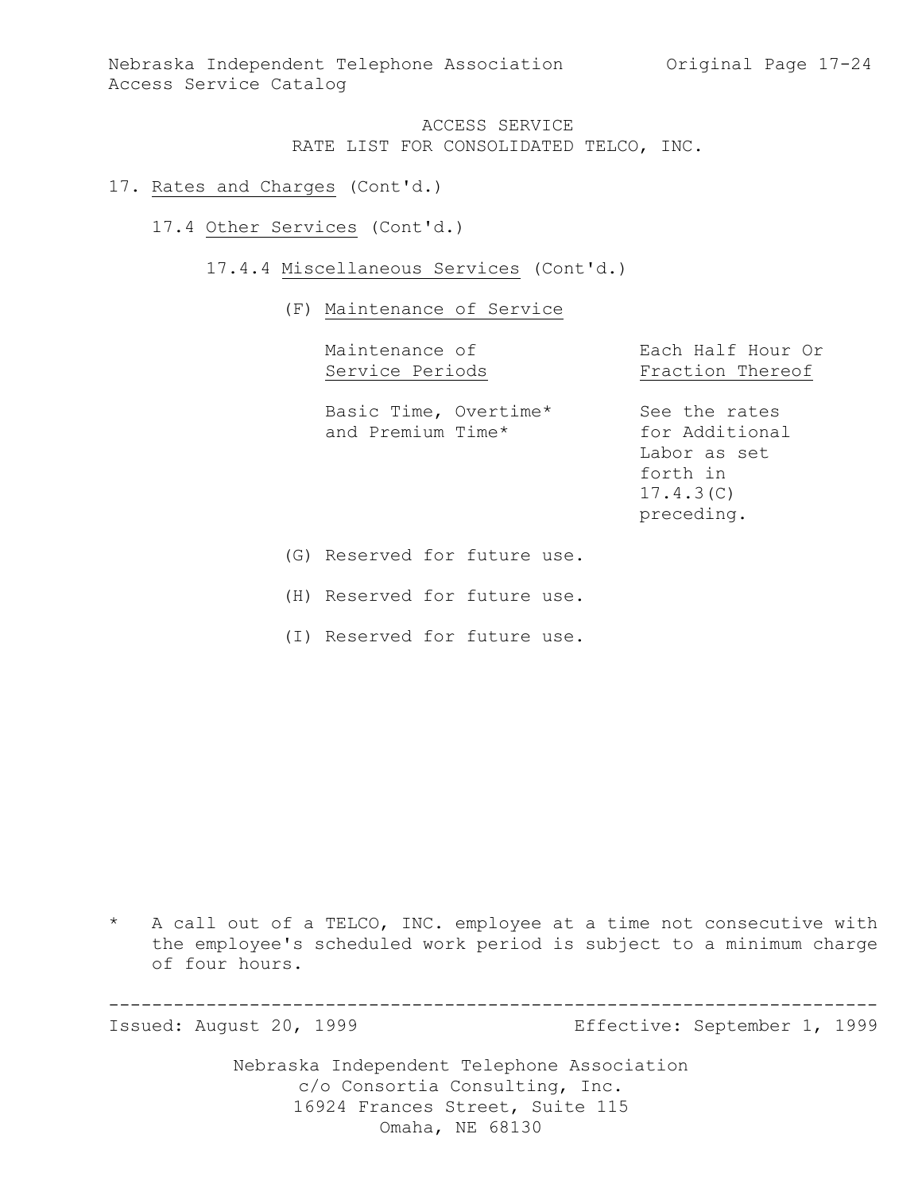## ACCESS SERVICE
### RATE LIST FOR CONSOLIDATED TELCO, INC.

17. Rates and Charges (Cont'd.)

17.4 Other Services (Cont'd.)

17.4.4 Miscellaneous Services (Cont'd.)

(F) Maintenance of Service

| Maintenance of Service Periods | Each Half Hour Or Fraction Thereof |
|---|---|
| Basic Time, Overtime* and Premium Time* | See the rates for Additional Labor as set forth in 17.4.3(C) preceding. |

(G) Reserved for future use.

(H) Reserved for future use.

(I) Reserved for future use.

\* A call out of a TELCO, INC. employee at a time not consecutive with the employee's scheduled work period is subject to a minimum charge of four hours.

Issued: August 20, 1999 Effective: September 1, 1999

Nebraska Independent Telephone Association
c/o Consortia Consulting, Inc.
16924 Frances Street, Suite 115
Omaha, NE 68130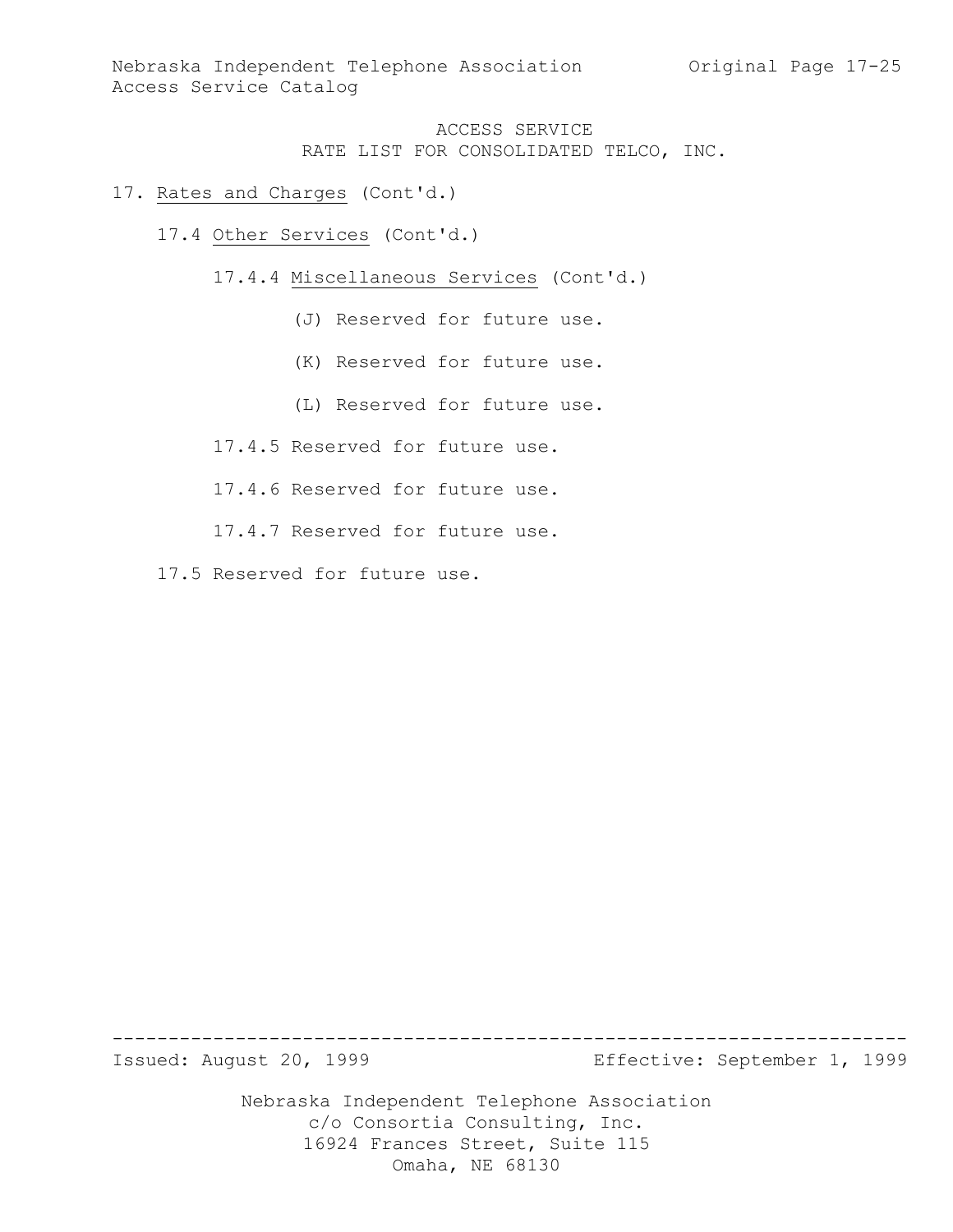ACCESS SERVICE
RATE LIST FOR CONSOLIDATED TELCO, INC.

17. Rates and Charges (Cont'd.)

17.4 Other Services (Cont'd.)

17.4.4 Miscellaneous Services (Cont'd.)

(J) Reserved for future use.

(K) Reserved for future use.

(L) Reserved for future use.

17.4.5 Reserved for future use.

17.4.6 Reserved for future use.

17.4.7 Reserved for future use.

17.5 Reserved for future use.

Issued: August 20, 1999 Effective: September 1, 1999

Nebraska Independent Telephone Association
c/o Consortia Consulting, Inc.
16924 Frances Street, Suite 115
Omaha, NE 68130